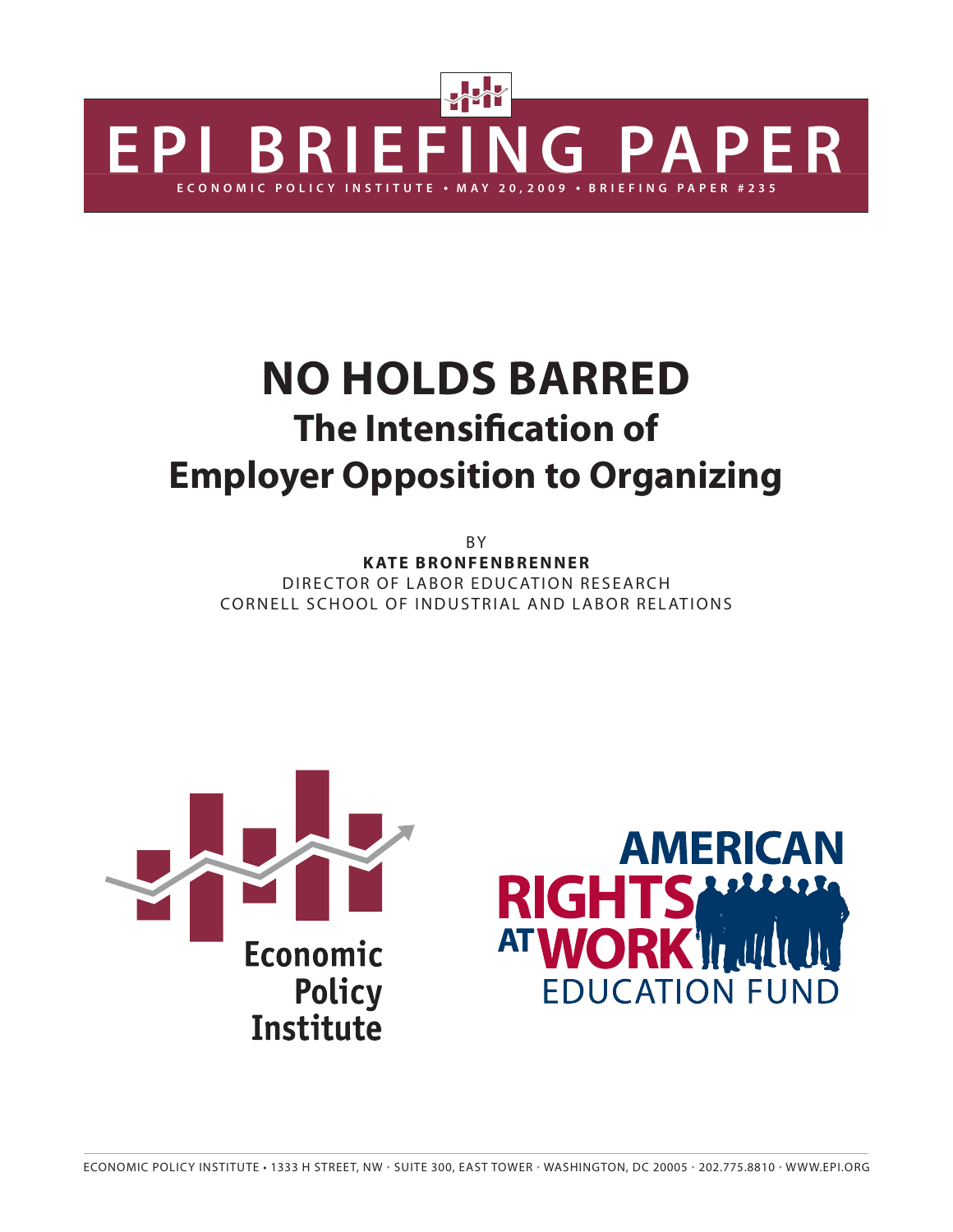# EPI BRIEFING PAPER

ECONOMIC POLICY INSTITUTE • MAY 20, 2009 • BRIEFING PAPER #235

# NO HOLDS BARRED

## The Intensification of Employer Opposition to Organizing

BY

**KATE BRONFENBRENNER**

DIRECTOR OF LABOR EDUCATION RESEARCH

CORNELL SCHOOL OF INDUSTRIAL AND LABOR RELATIONS

Economic Policy Institute

AMERICAN RIGHTS AT WORK EDUCATION FUND

ECONOMIC POLICY INSTITUTE • 1333 H STREET, NW • SUITE 300, EAST TOWER • WASHINGTON, DC 20005 • 202.775.8810 • WWW.EPI.ORG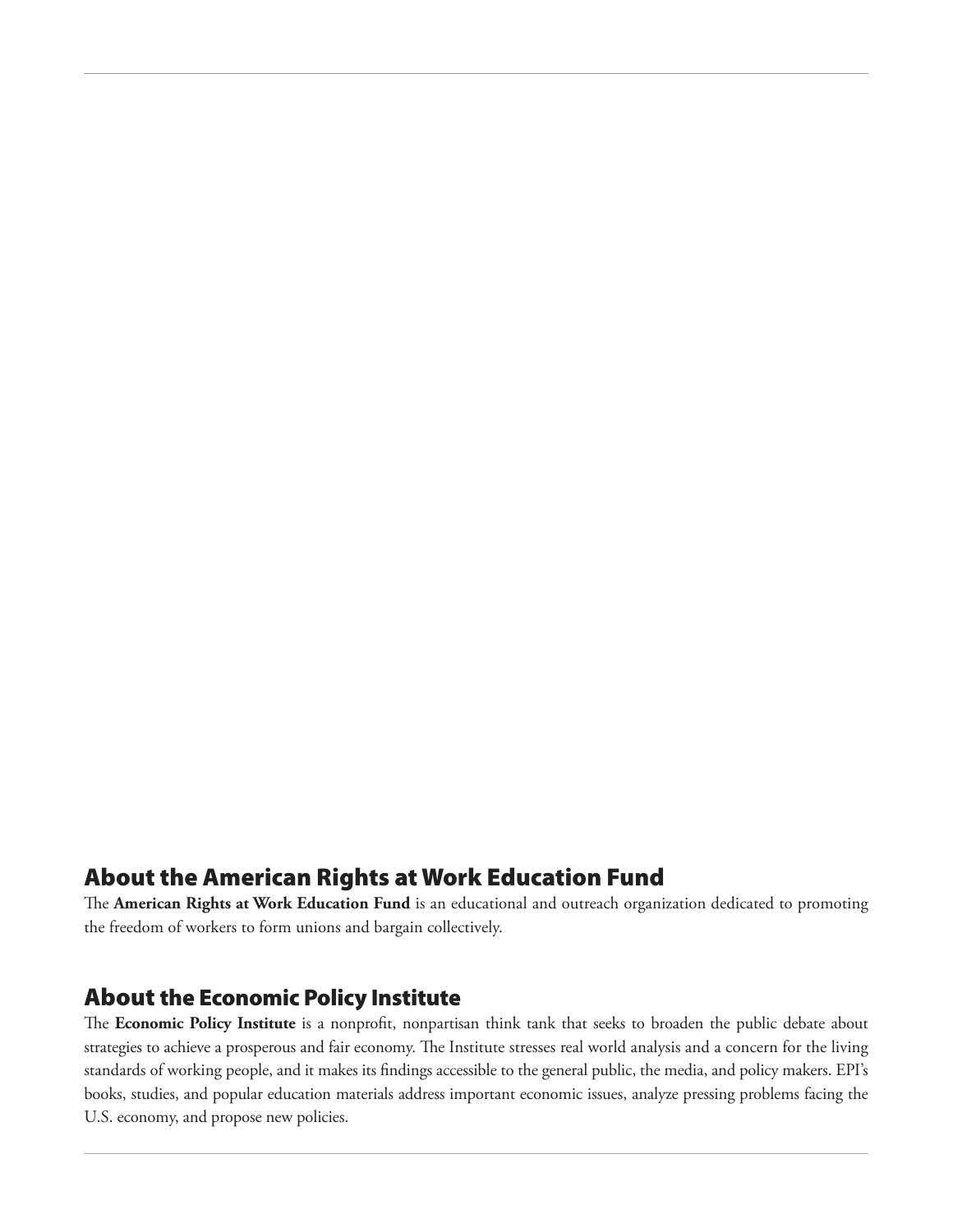## About the American Rights at Work Education Fund

The **American Rights at Work Education Fund** is an educational and outreach organization dedicated to promoting the freedom of workers to form unions and bargain collectively.

## About the Economic Policy Institute

The **Economic Policy Institute** is a nonprofit, nonpartisan think tank that seeks to broaden the public debate about strategies to achieve a prosperous and fair economy. The Institute stresses real world analysis and a concern for the living standards of working people, and it makes its findings accessible to the general public, the media, and policy makers. EPI's books, studies, and popular education materials address important economic issues, analyze pressing problems facing the U.S. economy, and propose new policies.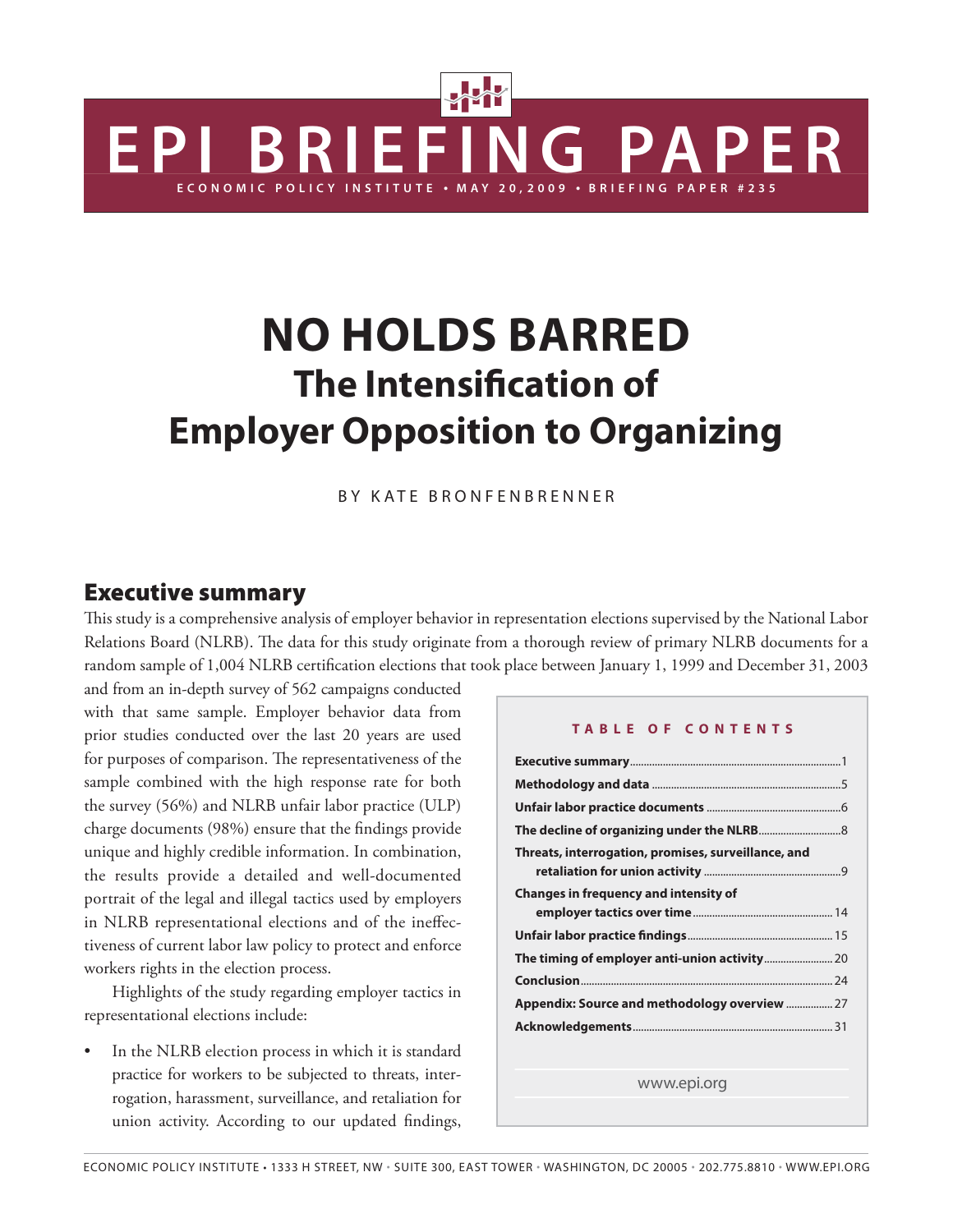# EPI BRIEFING PAPER

ECONOMIC POLICY INSTITUTE • MAY 20, 2009 • BRIEFING PAPER #235

# NO HOLDS BARRED
## The Intensification of Employer Opposition to Organizing

BY KATE BRONFENBRENNER

## Executive summary

This study is a comprehensive analysis of employer behavior in representation elections supervised by the National Labor Relations Board (NLRB). The data for this study originate from a thorough review of primary NLRB documents for a random sample of 1,004 NLRB certification elections that took place between January 1, 1999 and December 31, 2003 and from an in-depth survey of 562 campaigns conducted with that same sample. Employer behavior data from prior studies conducted over the last 20 years are used for purposes of comparison. The representativeness of the sample combined with the high response rate for both the survey (56%) and NLRB unfair labor practice (ULP) charge documents (98%) ensure that the findings provide unique and highly credible information. In combination, the results provide a detailed and well-documented portrait of the legal and illegal tactics used by employers in NLRB representational elections and of the ineffectiveness of current labor law policy to protect and enforce workers rights in the election process.

Highlights of the study regarding employer tactics in representational elections include:

- In the NLRB election process in which it is standard practice for workers to be subjected to threats, interrogation, harassment, surveillance, and retaliation for union activity. According to our updated findings,

**TABLE OF CONTENTS**

| | |
|---|---|
| **Executive summary** | 1 |
| **Methodology and data** | 5 |
| **Unfair labor practice documents** | 6 |
| **The decline of organizing under the NLRB** | 8 |
| **Threats, interrogation, promises, surveillance, and retaliation for union activity** | 9 |
| **Changes in frequency and intensity of employer tactics over time** | 14 |
| **Unfair labor practice findings** | 15 |
| **The timing of employer anti-union activity** | 20 |
| **Conclusion** | 24 |
| **Appendix: Source and methodology overview** | 27 |
| **Acknowledgements** | 31 |

www.epi.org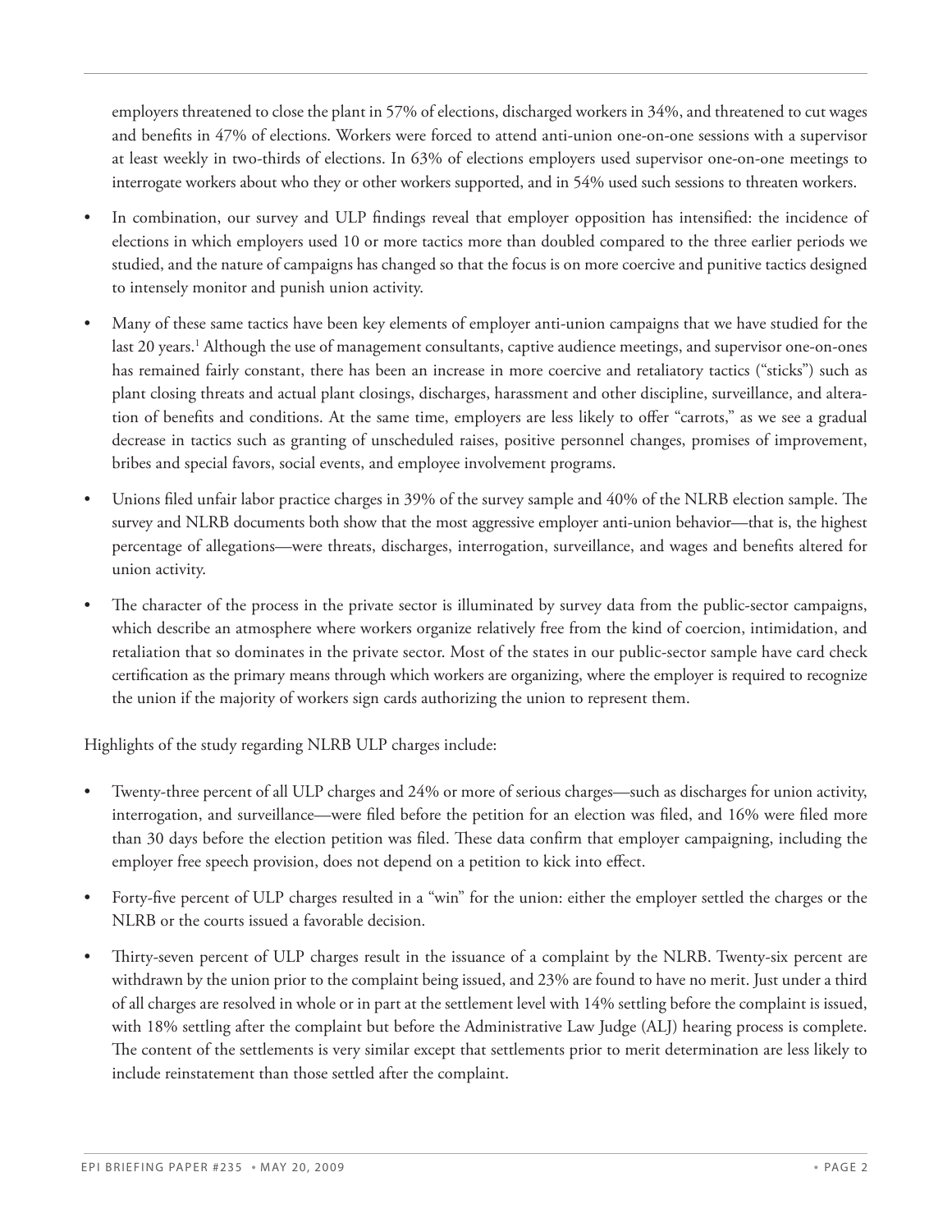employers threatened to close the plant in 57% of elections, discharged workers in 34%, and threatened to cut wages and benefits in 47% of elections. Workers were forced to attend anti-union one-on-one sessions with a supervisor at least weekly in two-thirds of elections. In 63% of elections employers used supervisor one-on-one meetings to interrogate workers about who they or other workers supported, and in 54% used such sessions to threaten workers.

- In combination, our survey and ULP findings reveal that employer opposition has intensified: the incidence of elections in which employers used 10 or more tactics more than doubled compared to the three earlier periods we studied, and the nature of campaigns has changed so that the focus is on more coercive and punitive tactics designed to intensely monitor and punish union activity.
- Many of these same tactics have been key elements of employer anti-union campaigns that we have studied for the last 20 years.[1] Although the use of management consultants, captive audience meetings, and supervisor one-on-ones has remained fairly constant, there has been an increase in more coercive and retaliatory tactics ("sticks") such as plant closing threats and actual plant closings, discharges, harassment and other discipline, surveillance, and alteration of benefits and conditions. At the same time, employers are less likely to offer "carrots," as we see a gradual decrease in tactics such as granting of unscheduled raises, positive personnel changes, promises of improvement, bribes and special favors, social events, and employee involvement programs.
- Unions filed unfair labor practice charges in 39% of the survey sample and 40% of the NLRB election sample. The survey and NLRB documents both show that the most aggressive employer anti-union behavior—that is, the highest percentage of allegations—were threats, discharges, interrogation, surveillance, and wages and benefits altered for union activity.
- The character of the process in the private sector is illuminated by survey data from the public-sector campaigns, which describe an atmosphere where workers organize relatively free from the kind of coercion, intimidation, and retaliation that so dominates in the private sector. Most of the states in our public-sector sample have card check certification as the primary means through which workers are organizing, where the employer is required to recognize the union if the majority of workers sign cards authorizing the union to represent them.

Highlights of the study regarding NLRB ULP charges include:

- Twenty-three percent of all ULP charges and 24% or more of serious charges—such as discharges for union activity, interrogation, and surveillance—were filed before the petition for an election was filed, and 16% were filed more than 30 days before the election petition was filed. These data confirm that employer campaigning, including the employer free speech provision, does not depend on a petition to kick into effect.
- Forty-five percent of ULP charges resulted in a "win" for the union: either the employer settled the charges or the NLRB or the courts issued a favorable decision.
- Thirty-seven percent of ULP charges result in the issuance of a complaint by the NLRB. Twenty-six percent are withdrawn by the union prior to the complaint being issued, and 23% are found to have no merit. Just under a third of all charges are resolved in whole or in part at the settlement level with 14% settling before the complaint is issued, with 18% settling after the complaint but before the Administrative Law Judge (ALJ) hearing process is complete. The content of the settlements is very similar except that settlements prior to merit determination are less likely to include reinstatement than those settled after the complaint.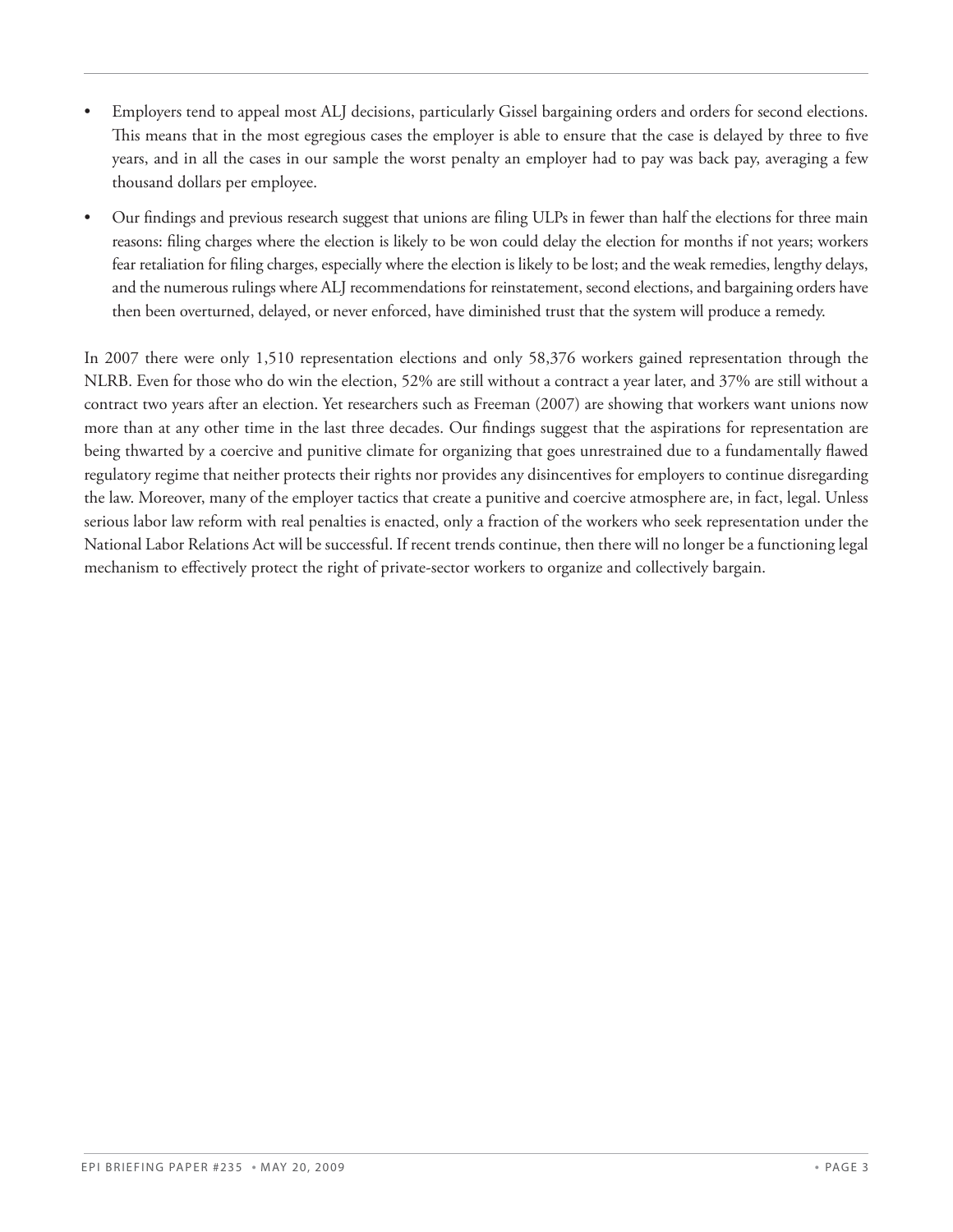- Employers tend to appeal most ALJ decisions, particularly Gissel bargaining orders and orders for second elections. This means that in the most egregious cases the employer is able to ensure that the case is delayed by three to five years, and in all the cases in our sample the worst penalty an employer had to pay was back pay, averaging a few thousand dollars per employee.

- Our findings and previous research suggest that unions are filing ULPs in fewer than half the elections for three main reasons: filing charges where the election is likely to be won could delay the election for months if not years; workers fear retaliation for filing charges, especially where the election is likely to be lost; and the weak remedies, lengthy delays, and the numerous rulings where ALJ recommendations for reinstatement, second elections, and bargaining orders have then been overturned, delayed, or never enforced, have diminished trust that the system will produce a remedy.

In 2007 there were only 1,510 representation elections and only 58,376 workers gained representation through the NLRB. Even for those who do win the election, 52% are still without a contract a year later, and 37% are still without a contract two years after an election. Yet researchers such as Freeman (2007) are showing that workers want unions now more than at any other time in the last three decades. Our findings suggest that the aspirations for representation are being thwarted by a coercive and punitive climate for organizing that goes unrestrained due to a fundamentally flawed regulatory regime that neither protects their rights nor provides any disincentives for employers to continue disregarding the law. Moreover, many of the employer tactics that create a punitive and coercive atmosphere are, in fact, legal. Unless serious labor law reform with real penalties is enacted, only a fraction of the workers who seek representation under the National Labor Relations Act will be successful. If recent trends continue, then there will no longer be a functioning legal mechanism to effectively protect the right of private-sector workers to organize and collectively bargain.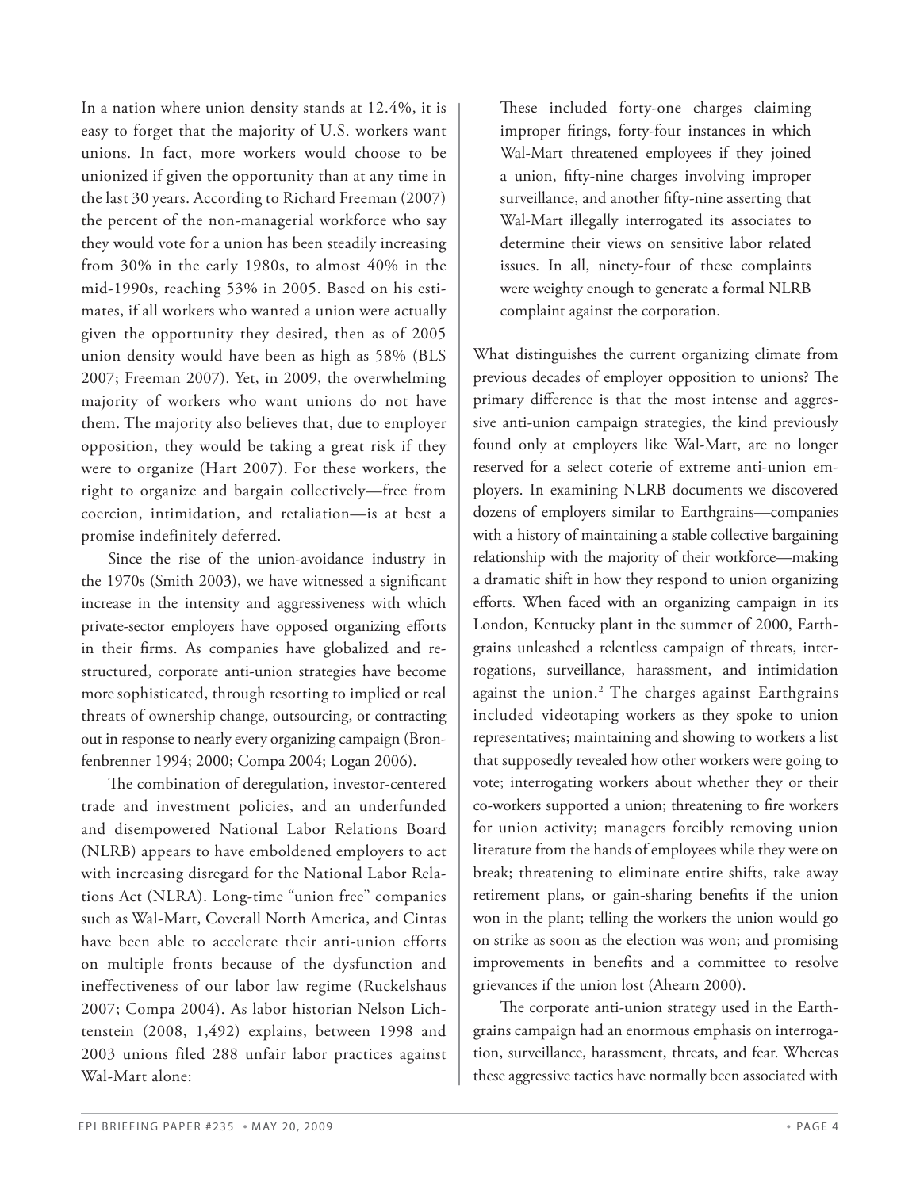In a nation where union density stands at 12.4%, it is easy to forget that the majority of U.S. workers want unions. In fact, more workers would choose to be unionized if given the opportunity than at any time in the last 30 years. According to Richard Freeman (2007) the percent of the non-managerial workforce who say they would vote for a union has been steadily increasing from 30% in the early 1980s, to almost 40% in the mid-1990s, reaching 53% in 2005. Based on his estimates, if all workers who wanted a union were actually given the opportunity they desired, then as of 2005 union density would have been as high as 58% (BLS 2007; Freeman 2007). Yet, in 2009, the overwhelming majority of workers who want unions do not have them. The majority also believes that, due to employer opposition, they would be taking a great risk if they were to organize (Hart 2007). For these workers, the right to organize and bargain collectively—free from coercion, intimidation, and retaliation—is at best a promise indefinitely deferred.

Since the rise of the union-avoidance industry in the 1970s (Smith 2003), we have witnessed a significant increase in the intensity and aggressiveness with which private-sector employers have opposed organizing efforts in their firms. As companies have globalized and restructured, corporate anti-union strategies have become more sophisticated, through resorting to implied or real threats of ownership change, outsourcing, or contracting out in response to nearly every organizing campaign (Bronfenbrenner 1994; 2000; Compa 2004; Logan 2006).

The combination of deregulation, investor-centered trade and investment policies, and an underfunded and disempowered National Labor Relations Board (NLRB) appears to have emboldened employers to act with increasing disregard for the National Labor Relations Act (NLRA). Long-time "union free" companies such as Wal-Mart, Coverall North America, and Cintas have been able to accelerate their anti-union efforts on multiple fronts because of the dysfunction and ineffectiveness of our labor law regime (Ruckelshaus 2007; Compa 2004). As labor historian Nelson Lichtenstein (2008, 1,492) explains, between 1998 and 2003 unions filed 288 unfair labor practices against Wal-Mart alone:

> These included forty-one charges claiming improper firings, forty-four instances in which Wal-Mart threatened employees if they joined a union, fifty-nine charges involving improper surveillance, and another fifty-nine asserting that Wal-Mart illegally interrogated its associates to determine their views on sensitive labor related issues. In all, ninety-four of these complaints were weighty enough to generate a formal NLRB complaint against the corporation.

What distinguishes the current organizing climate from previous decades of employer opposition to unions? The primary difference is that the most intense and aggressive anti-union campaign strategies, the kind previously found only at employers like Wal-Mart, are no longer reserved for a select coterie of extreme anti-union employers. In examining NLRB documents we discovered dozens of employers similar to Earthgrains—companies with a history of maintaining a stable collective bargaining relationship with the majority of their workforce—making a dramatic shift in how they respond to union organizing efforts. When faced with an organizing campaign in its London, Kentucky plant in the summer of 2000, Earthgrains unleashed a relentless campaign of threats, interrogations, surveillance, harassment, and intimidation against the union.[2] The charges against Earthgrains included videotaping workers as they spoke to union representatives; maintaining and showing to workers a list that supposedly revealed how other workers were going to vote; interrogating workers about whether they or their co-workers supported a union; threatening to fire workers for union activity; managers forcibly removing union literature from the hands of employees while they were on break; threatening to eliminate entire shifts, take away retirement plans, or gain-sharing benefits if the union won in the plant; telling the workers the union would go on strike as soon as the election was won; and promising improvements in benefits and a committee to resolve grievances if the union lost (Ahearn 2000).

The corporate anti-union strategy used in the Earthgrains campaign had an enormous emphasis on interrogation, surveillance, harassment, threats, and fear. Whereas these aggressive tactics have normally been associated with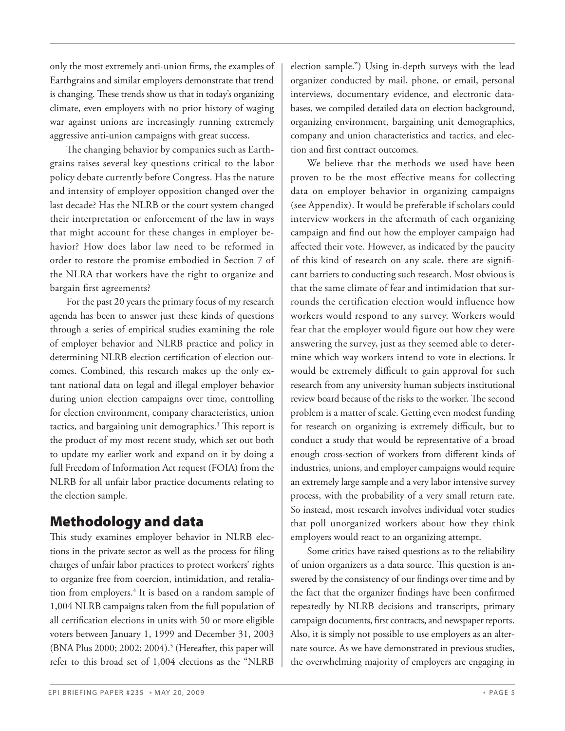only the most extremely anti-union firms, the examples of Earthgrains and similar employers demonstrate that trend is changing. These trends show us that in today's organizing climate, even employers with no prior history of waging war against unions are increasingly running extremely aggressive anti-union campaigns with great success.

The changing behavior by companies such as Earthgrains raises several key questions critical to the labor policy debate currently before Congress. Has the nature and intensity of employer opposition changed over the last decade? Has the NLRB or the court system changed their interpretation or enforcement of the law in ways that might account for these changes in employer behavior? How does labor law need to be reformed in order to restore the promise embodied in Section 7 of the NLRA that workers have the right to organize and bargain first agreements?

For the past 20 years the primary focus of my research agenda has been to answer just these kinds of questions through a series of empirical studies examining the role of employer behavior and NLRB practice and policy in determining NLRB election certification of election outcomes. Combined, this research makes up the only extant national data on legal and illegal employer behavior during union election campaigns over time, controlling for election environment, company characteristics, union tactics, and bargaining unit demographics.[3] This report is the product of my most recent study, which set out both to update my earlier work and expand on it by doing a full Freedom of Information Act request (FOIA) from the NLRB for all unfair labor practice documents relating to the election sample.

## Methodology and data

This study examines employer behavior in NLRB elections in the private sector as well as the process for filing charges of unfair labor practices to protect workers' rights to organize free from coercion, intimidation, and retaliation from employers.[4] It is based on a random sample of 1,004 NLRB campaigns taken from the full population of all certification elections in units with 50 or more eligible voters between January 1, 1999 and December 31, 2003 (BNA Plus 2000; 2002; 2004).[5] (Hereafter, this paper will refer to this broad set of 1,004 elections as the "NLRB election sample.") Using in-depth surveys with the lead organizer conducted by mail, phone, or email, personal interviews, documentary evidence, and electronic databases, we compiled detailed data on election background, organizing environment, bargaining unit demographics, company and union characteristics and tactics, and election and first contract outcomes.

We believe that the methods we used have been proven to be the most effective means for collecting data on employer behavior in organizing campaigns (see Appendix). It would be preferable if scholars could interview workers in the aftermath of each organizing campaign and find out how the employer campaign had affected their vote. However, as indicated by the paucity of this kind of research on any scale, there are significant barriers to conducting such research. Most obvious is that the same climate of fear and intimidation that surrounds the certification election would influence how workers would respond to any survey. Workers would fear that the employer would figure out how they were answering the survey, just as they seemed able to determine which way workers intend to vote in elections. It would be extremely difficult to gain approval for such research from any university human subjects institutional review board because of the risks to the worker. The second problem is a matter of scale. Getting even modest funding for research on organizing is extremely difficult, but to conduct a study that would be representative of a broad enough cross-section of workers from different kinds of industries, unions, and employer campaigns would require an extremely large sample and a very labor intensive survey process, with the probability of a very small return rate. So instead, most research involves individual voter studies that poll unorganized workers about how they think employers would react to an organizing attempt.

Some critics have raised questions as to the reliability of union organizers as a data source. This question is answered by the consistency of our findings over time and by the fact that the organizer findings have been confirmed repeatedly by NLRB decisions and transcripts, primary campaign documents, first contracts, and newspaper reports. Also, it is simply not possible to use employers as an alternate source. As we have demonstrated in previous studies, the overwhelming majority of employers are engaging in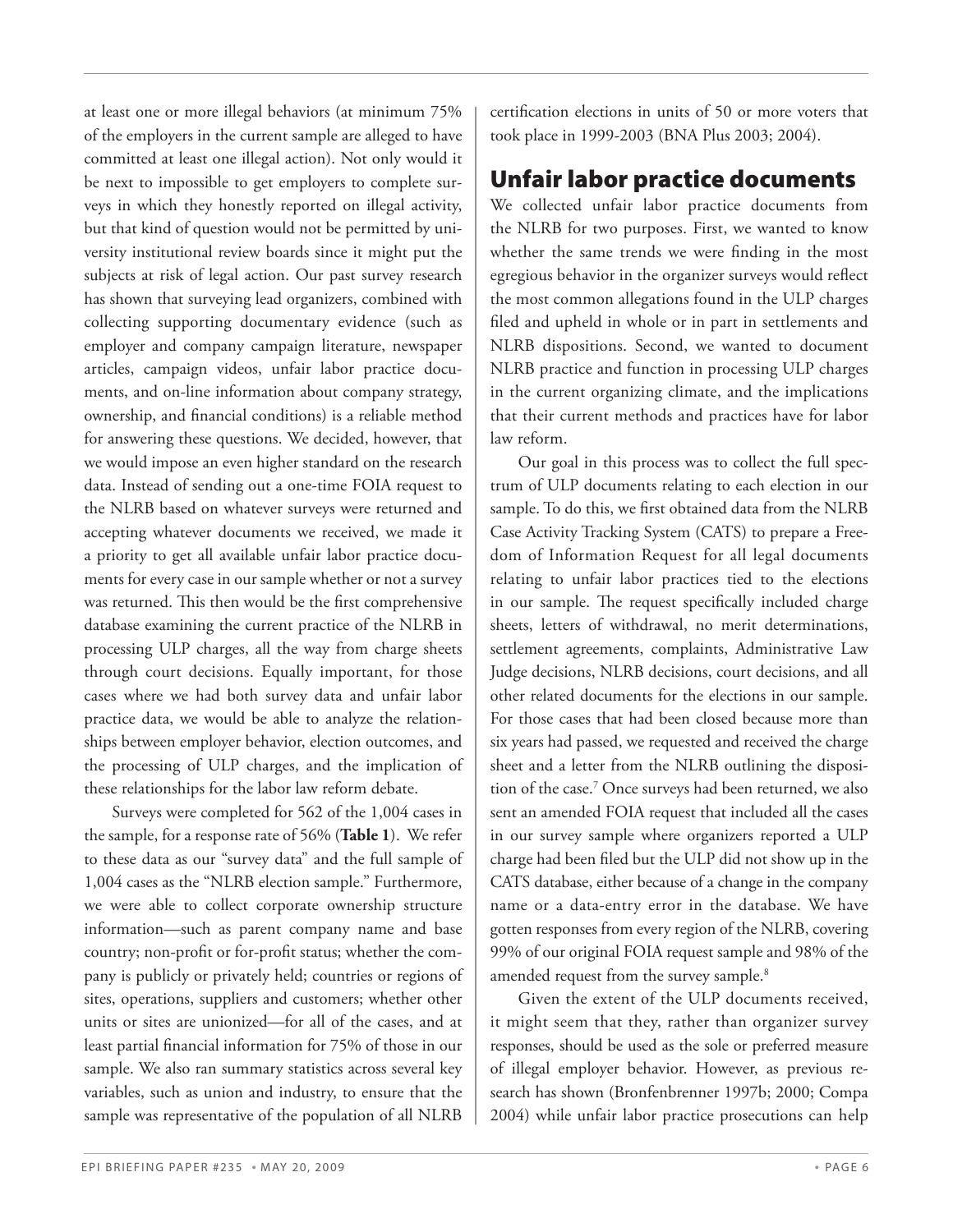at least one or more illegal behaviors (at minimum 75% of the employers in the current sample are alleged to have committed at least one illegal action). Not only would it be next to impossible to get employers to complete surveys in which they honestly reported on illegal activity, but that kind of question would not be permitted by university institutional review boards since it might put the subjects at risk of legal action. Our past survey research has shown that surveying lead organizers, combined with collecting supporting documentary evidence (such as employer and company campaign literature, newspaper articles, campaign videos, unfair labor practice documents, and on-line information about company strategy, ownership, and financial conditions) is a reliable method for answering these questions. We decided, however, that we would impose an even higher standard on the research data. Instead of sending out a one-time FOIA request to the NLRB based on whatever surveys were returned and accepting whatever documents we received, we made it a priority to get all available unfair labor practice documents for every case in our sample whether or not a survey was returned. This then would be the first comprehensive database examining the current practice of the NLRB in processing ULP charges, all the way from charge sheets through court decisions. Equally important, for those cases where we had both survey data and unfair labor practice data, we would be able to analyze the relationships between employer behavior, election outcomes, and the processing of ULP charges, and the implication of these relationships for the labor law reform debate.

Surveys were completed for 562 of the 1,004 cases in the sample, for a response rate of 56% (**Table 1**). We refer to these data as our "survey data" and the full sample of 1,004 cases as the "NLRB election sample." Furthermore, we were able to collect corporate ownership structure information—such as parent company name and base country; non-profit or for-profit status; whether the company is publicly or privately held; countries or regions of sites, operations, suppliers and customers; whether other units or sites are unionized—for all of the cases, and at least partial financial information for 75% of those in our sample. We also ran summary statistics across several key variables, such as union and industry, to ensure that the sample was representative of the population of all NLRB certification elections in units of 50 or more voters that took place in 1999-2003 (BNA Plus 2003; 2004).

## Unfair labor practice documents

We collected unfair labor practice documents from the NLRB for two purposes. First, we wanted to know whether the same trends we were finding in the most egregious behavior in the organizer surveys would reflect the most common allegations found in the ULP charges filed and upheld in whole or in part in settlements and NLRB dispositions. Second, we wanted to document NLRB practice and function in processing ULP charges in the current organizing climate, and the implications that their current methods and practices have for labor law reform.

Our goal in this process was to collect the full spectrum of ULP documents relating to each election in our sample. To do this, we first obtained data from the NLRB Case Activity Tracking System (CATS) to prepare a Freedom of Information Request for all legal documents relating to unfair labor practices tied to the elections in our sample. The request specifically included charge sheets, letters of withdrawal, no merit determinations, settlement agreements, complaints, Administrative Law Judge decisions, NLRB decisions, court decisions, and all other related documents for the elections in our sample. For those cases that had been closed because more than six years had passed, we requested and received the charge sheet and a letter from the NLRB outlining the disposition of the case.[7] Once surveys had been returned, we also sent an amended FOIA request that included all the cases in our survey sample where organizers reported a ULP charge had been filed but the ULP did not show up in the CATS database, either because of a change in the company name or a data-entry error in the database. We have gotten responses from every region of the NLRB, covering 99% of our original FOIA request sample and 98% of the amended request from the survey sample.[8]

Given the extent of the ULP documents received, it might seem that they, rather than organizer survey responses, should be used as the sole or preferred measure of illegal employer behavior. However, as previous research has shown (Bronfenbrenner 1997b; 2000; Compa 2004) while unfair labor practice prosecutions can help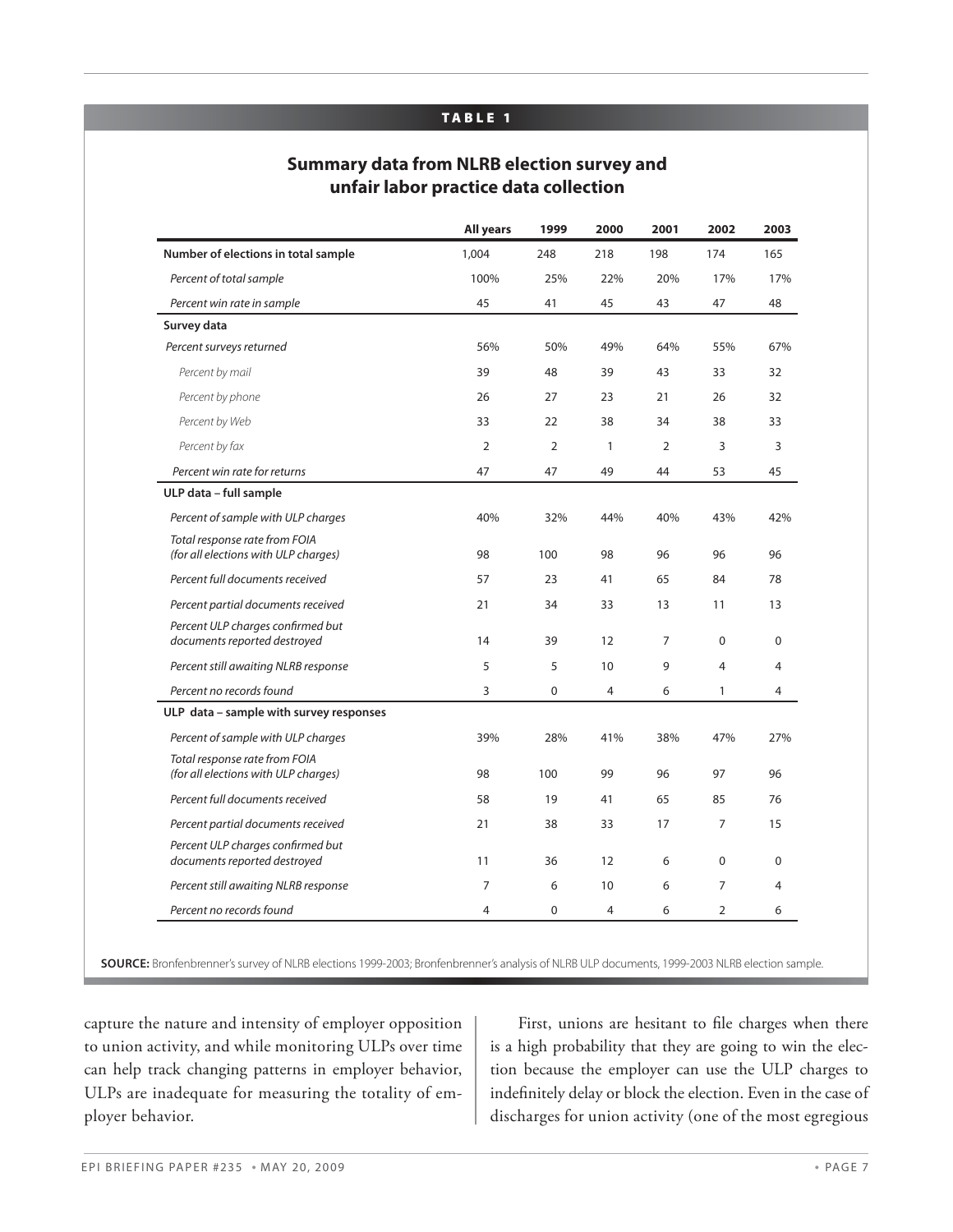**TABLE 1**

**Summary data from NLRB election survey and unfair labor practice data collection**

| | All years | 1999 | 2000 | 2001 | 2002 | 2003 |
|---|---|---|---|---|---|---|
| **Number of elections in total sample** | 1,004 | 248 | 218 | 198 | 174 | 165 |
| *Percent of total sample* | 100% | 25% | 22% | 20% | 17% | 17% |
| *Percent win rate in sample* | 45 | 41 | 45 | 43 | 47 | 48 |
| **Survey data** | | | | | | |
| *Percent surveys returned* | 56% | 50% | 49% | 64% | 55% | 67% |
| *Percent by mail* | 39 | 48 | 39 | 43 | 33 | 32 |
| *Percent by phone* | 26 | 27 | 23 | 21 | 26 | 32 |
| *Percent by Web* | 33 | 22 | 38 | 34 | 38 | 33 |
| *Percent by fax* | 2 | 2 | 1 | 2 | 3 | 3 |
| *Percent win rate for returns* | 47 | 47 | 49 | 44 | 53 | 45 |
| **ULP data – full sample** | | | | | | |
| *Percent of sample with ULP charges* | 40% | 32% | 44% | 40% | 43% | 42% |
| *Total response rate from FOIA (for all elections with ULP charges)* | 98 | 100 | 98 | 96 | 96 | 96 |
| *Percent full documents received* | 57 | 23 | 41 | 65 | 84 | 78 |
| *Percent partial documents received* | 21 | 34 | 33 | 13 | 11 | 13 |
| *Percent ULP charges confirmed but documents reported destroyed* | 14 | 39 | 12 | 7 | 0 | 0 |
| *Percent still awaiting NLRB response* | 5 | 5 | 10 | 9 | 4 | 4 |
| *Percent no records found* | 3 | 0 | 4 | 6 | 1 | 4 |
| **ULP data – sample with survey responses** | | | | | | |
| *Percent of sample with ULP charges* | 39% | 28% | 41% | 38% | 47% | 27% |
| *Total response rate from FOIA (for all elections with ULP charges)* | 98 | 100 | 99 | 96 | 97 | 96 |
| *Percent full documents received* | 58 | 19 | 41 | 65 | 85 | 76 |
| *Percent partial documents received* | 21 | 38 | 33 | 17 | 7 | 15 |
| *Percent ULP charges confirmed but documents reported destroyed* | 11 | 36 | 12 | 6 | 0 | 0 |
| *Percent still awaiting NLRB response* | 7 | 6 | 10 | 6 | 7 | 4 |
| *Percent no records found* | 4 | 0 | 4 | 6 | 2 | 6 |

**SOURCE:** Bronfenbrenner's survey of NLRB elections 1999-2003; Bronfenbrenner's analysis of NLRB ULP documents, 1999-2003 NLRB election sample.

capture the nature and intensity of employer opposition to union activity, and while monitoring ULPs over time can help track changing patterns in employer behavior, ULPs are inadequate for measuring the totality of employer behavior.

First, unions are hesitant to file charges when there is a high probability that they are going to win the election because the employer can use the ULP charges to indefinitely delay or block the election. Even in the case of discharges for union activity (one of the most egregious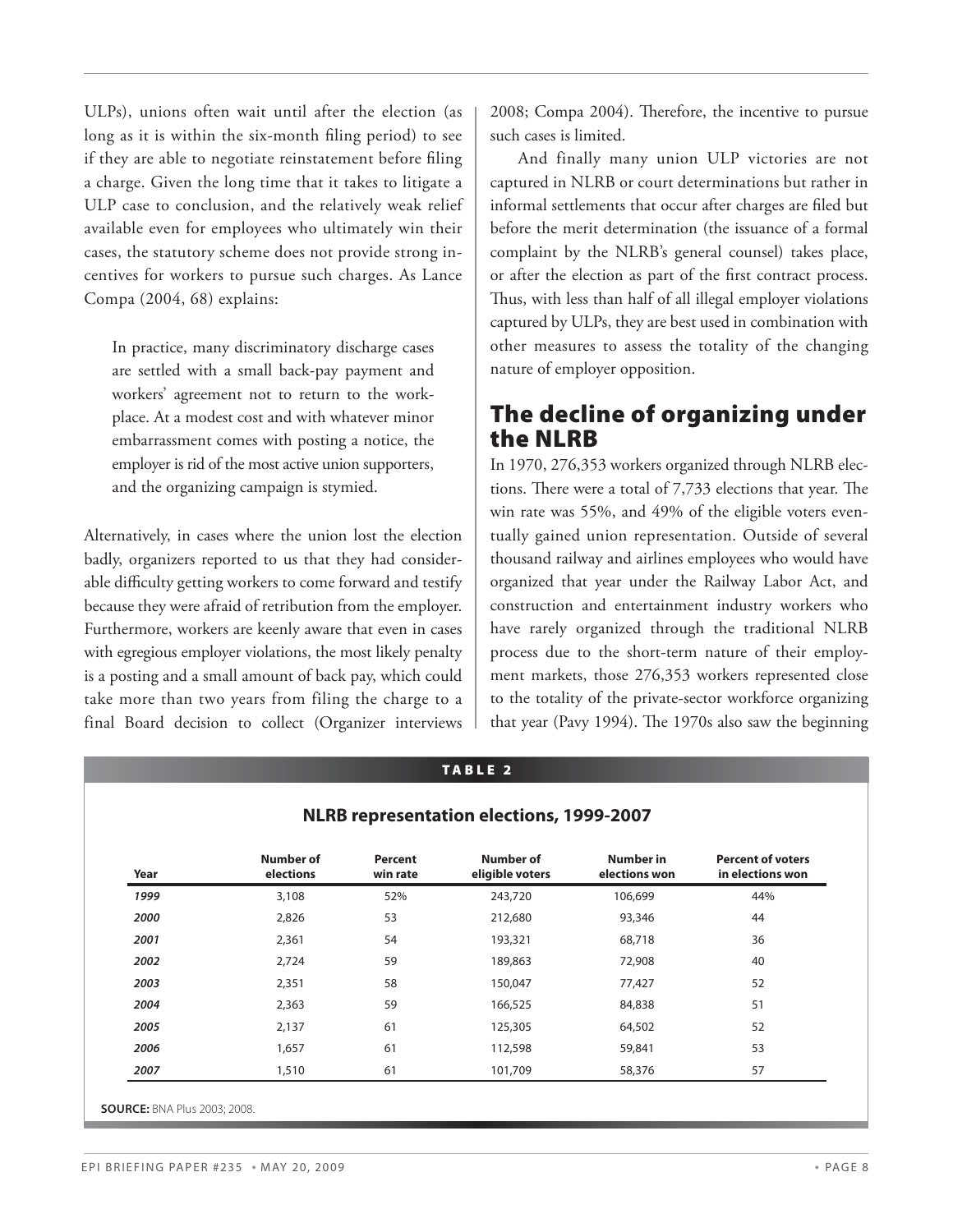ULPs), unions often wait until after the election (as long as it is within the six-month filing period) to see if they are able to negotiate reinstatement before filing a charge. Given the long time that it takes to litigate a ULP case to conclusion, and the relatively weak relief available even for employees who ultimately win their cases, the statutory scheme does not provide strong incentives for workers to pursue such charges. As Lance Compa (2004, 68) explains:

> In practice, many discriminatory discharge cases are settled with a small back-pay payment and workers' agreement not to return to the workplace. At a modest cost and with whatever minor embarrassment comes with posting a notice, the employer is rid of the most active union supporters, and the organizing campaign is stymied.

Alternatively, in cases where the union lost the election badly, organizers reported to us that they had considerable difficulty getting workers to come forward and testify because they were afraid of retribution from the employer. Furthermore, workers are keenly aware that even in cases with egregious employer violations, the most likely penalty is a posting and a small amount of back pay, which could take more than two years from filing the charge to a final Board decision to collect (Organizer interviews 2008; Compa 2004). Therefore, the incentive to pursue such cases is limited.

And finally many union ULP victories are not captured in NLRB or court determinations but rather in informal settlements that occur after charges are filed but before the merit determination (the issuance of a formal complaint by the NLRB's general counsel) takes place, or after the election as part of the first contract process. Thus, with less than half of all illegal employer violations captured by ULPs, they are best used in combination with other measures to assess the totality of the changing nature of employer opposition.

## The decline of organizing under the NLRB

In 1970, 276,353 workers organized through NLRB elections. There were a total of 7,733 elections that year. The win rate was 55%, and 49% of the eligible voters eventually gained union representation. Outside of several thousand railway and airlines employees who would have organized that year under the Railway Labor Act, and construction and entertainment industry workers who have rarely organized through the traditional NLRB process due to the short-term nature of their employment markets, those 276,353 workers represented close to the totality of the private-sector workforce organizing that year (Pavy 1994). The 1970s also saw the beginning

**TABLE 2**

**NLRB representation elections, 1999-2007**

| Year | Number of elections | Percent win rate | Number of eligible voters | Number in elections won | Percent of voters in elections won |
|---|---|---|---|---|---|
| *1999* | 3,108 | 52% | 243,720 | 106,699 | 44% |
| *2000* | 2,826 | 53 | 212,680 | 93,346 | 44 |
| *2001* | 2,361 | 54 | 193,321 | 68,718 | 36 |
| *2002* | 2,724 | 59 | 189,863 | 72,908 | 40 |
| *2003* | 2,351 | 58 | 150,047 | 77,427 | 52 |
| *2004* | 2,363 | 59 | 166,525 | 84,838 | 51 |
| *2005* | 2,137 | 61 | 125,305 | 64,502 | 52 |
| *2006* | 1,657 | 61 | 112,598 | 59,841 | 53 |
| *2007* | 1,510 | 61 | 101,709 | 58,376 | 57 |

**SOURCE:** BNA Plus 2003; 2008.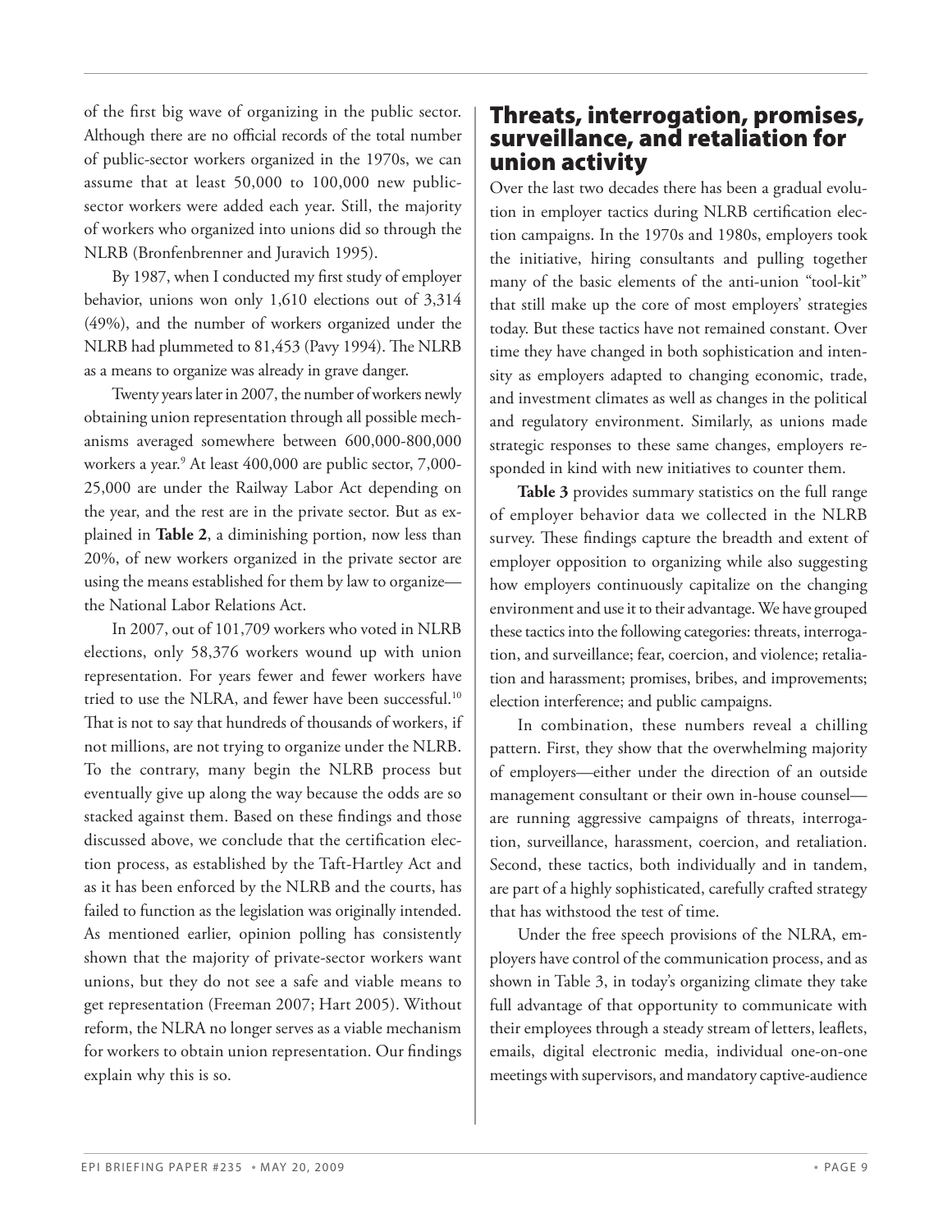of the first big wave of organizing in the public sector. Although there are no official records of the total number of public-sector workers organized in the 1970s, we can assume that at least 50,000 to 100,000 new public-sector workers were added each year. Still, the majority of workers who organized into unions did so through the NLRB (Bronfenbrenner and Juravich 1995).

By 1987, when I conducted my first study of employer behavior, unions won only 1,610 elections out of 3,314 (49%), and the number of workers organized under the NLRB had plummeted to 81,453 (Pavy 1994). The NLRB as a means to organize was already in grave danger.

Twenty years later in 2007, the number of workers newly obtaining union representation through all possible mechanisms averaged somewhere between 600,000-800,000 workers a year.[9] At least 400,000 are public sector, 7,000-25,000 are under the Railway Labor Act depending on the year, and the rest are in the private sector. But as explained in **Table 2**, a diminishing portion, now less than 20%, of new workers organized in the private sector are using the means established for them by law to organize—the National Labor Relations Act.

In 2007, out of 101,709 workers who voted in NLRB elections, only 58,376 workers wound up with union representation. For years fewer and fewer workers have tried to use the NLRA, and fewer have been successful.[10] That is not to say that hundreds of thousands of workers, if not millions, are not trying to organize under the NLRB. To the contrary, many begin the NLRB process but eventually give up along the way because the odds are so stacked against them. Based on these findings and those discussed above, we conclude that the certification election process, as established by the Taft-Hartley Act and as it has been enforced by the NLRB and the courts, has failed to function as the legislation was originally intended. As mentioned earlier, opinion polling has consistently shown that the majority of private-sector workers want unions, but they do not see a safe and viable means to get representation (Freeman 2007; Hart 2005). Without reform, the NLRA no longer serves as a viable mechanism for workers to obtain union representation. Our findings explain why this is so.

## Threats, interrogation, promises, surveillance, and retaliation for union activity

Over the last two decades there has been a gradual evolution in employer tactics during NLRB certification election campaigns. In the 1970s and 1980s, employers took the initiative, hiring consultants and pulling together many of the basic elements of the anti-union "tool-kit" that still make up the core of most employers' strategies today. But these tactics have not remained constant. Over time they have changed in both sophistication and intensity as employers adapted to changing economic, trade, and investment climates as well as changes in the political and regulatory environment. Similarly, as unions made strategic responses to these same changes, employers responded in kind with new initiatives to counter them.

**Table 3** provides summary statistics on the full range of employer behavior data we collected in the NLRB survey. These findings capture the breadth and extent of employer opposition to organizing while also suggesting how employers continuously capitalize on the changing environment and use it to their advantage. We have grouped these tactics into the following categories: threats, interrogation, and surveillance; fear, coercion, and violence; retaliation and harassment; promises, bribes, and improvements; election interference; and public campaigns.

In combination, these numbers reveal a chilling pattern. First, they show that the overwhelming majority of employers—either under the direction of an outside management consultant or their own in-house counsel—are running aggressive campaigns of threats, interrogation, surveillance, harassment, coercion, and retaliation. Second, these tactics, both individually and in tandem, are part of a highly sophisticated, carefully crafted strategy that has withstood the test of time.

Under the free speech provisions of the NLRA, employers have control of the communication process, and as shown in Table 3, in today's organizing climate they take full advantage of that opportunity to communicate with their employees through a steady stream of letters, leaflets, emails, digital electronic media, individual one-on-one meetings with supervisors, and mandatory captive-audience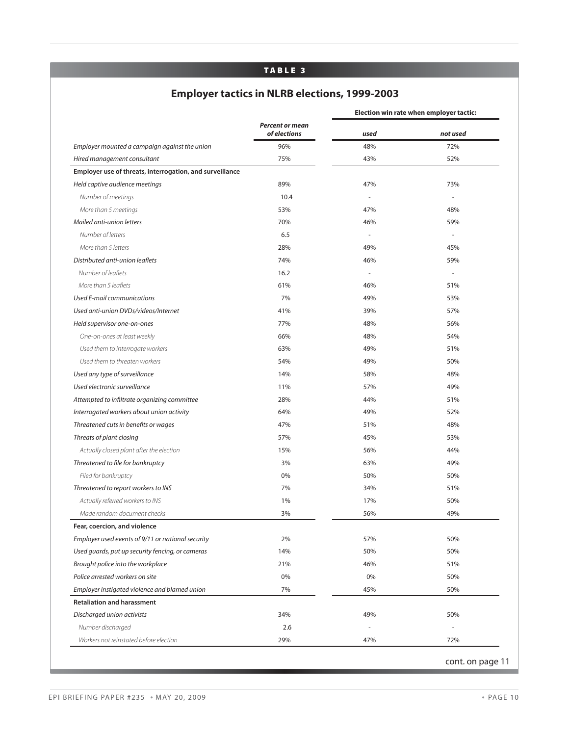**TABLE 3**

## Employer tactics in NLRB elections, 1999-2003

| | Percent or mean of elections | Election win rate when employer tactic: used | not used |
|---|---|---|---|
| *Employer mounted a campaign against the union* | 96% | 48% | 72% |
| *Hired management consultant* | 75% | 43% | 52% |
| **Employer use of threats, interrogation, and surveillance** | | | |
| *Held captive audience meetings* | 89% | 47% | 73% |
| *Number of meetings* | 10.4 | - | - |
| *More than 5 meetings* | 53% | 47% | 48% |
| *Mailed anti-union letters* | 70% | 46% | 59% |
| *Number of letters* | 6.5 | - | - |
| *More than 5 letters* | 28% | 49% | 45% |
| *Distributed anti-union leaflets* | 74% | 46% | 59% |
| *Number of leaflets* | 16.2 | - | - |
| *More than 5 leaflets* | 61% | 46% | 51% |
| *Used E-mail communications* | 7% | 49% | 53% |
| *Used anti-union DVDs/videos/Internet* | 41% | 39% | 57% |
| *Held supervisor one-on-ones* | 77% | 48% | 56% |
| *One-on-ones at least weekly* | 66% | 48% | 54% |
| *Used them to interrogate workers* | 63% | 49% | 51% |
| *Used them to threaten workers* | 54% | 49% | 50% |
| *Used any type of surveillance* | 14% | 58% | 48% |
| *Used electronic surveillance* | 11% | 57% | 49% |
| *Attempted to infiltrate organizing committee* | 28% | 44% | 51% |
| *Interrogated workers about union activity* | 64% | 49% | 52% |
| *Threatened cuts in benefits or wages* | 47% | 51% | 48% |
| *Threats of plant closing* | 57% | 45% | 53% |
| *Actually closed plant after the election* | 15% | 56% | 44% |
| *Threatened to file for bankruptcy* | 3% | 63% | 49% |
| *Filed for bankruptcy* | 0% | 50% | 50% |
| *Threatened to report workers to INS* | 7% | 34% | 51% |
| *Actually referred workers to INS* | 1% | 17% | 50% |
| *Made random document checks* | 3% | 56% | 49% |
| **Fear, coercion, and violence** | | | |
| *Employer used events of 9/11 or national security* | 2% | 57% | 50% |
| *Used guards, put up security fencing, or cameras* | 14% | 50% | 50% |
| *Brought police into the workplace* | 21% | 46% | 51% |
| *Police arrested workers on site* | 0% | 0% | 50% |
| *Employer instigated violence and blamed union* | 7% | 45% | 50% |
| **Retaliation and harassment** | | | |
| *Discharged union activists* | 34% | 49% | 50% |
| *Number discharged* | 2.6 | - | - |
| *Workers not reinstated before election* | 29% | 47% | 72% |

cont. on page 11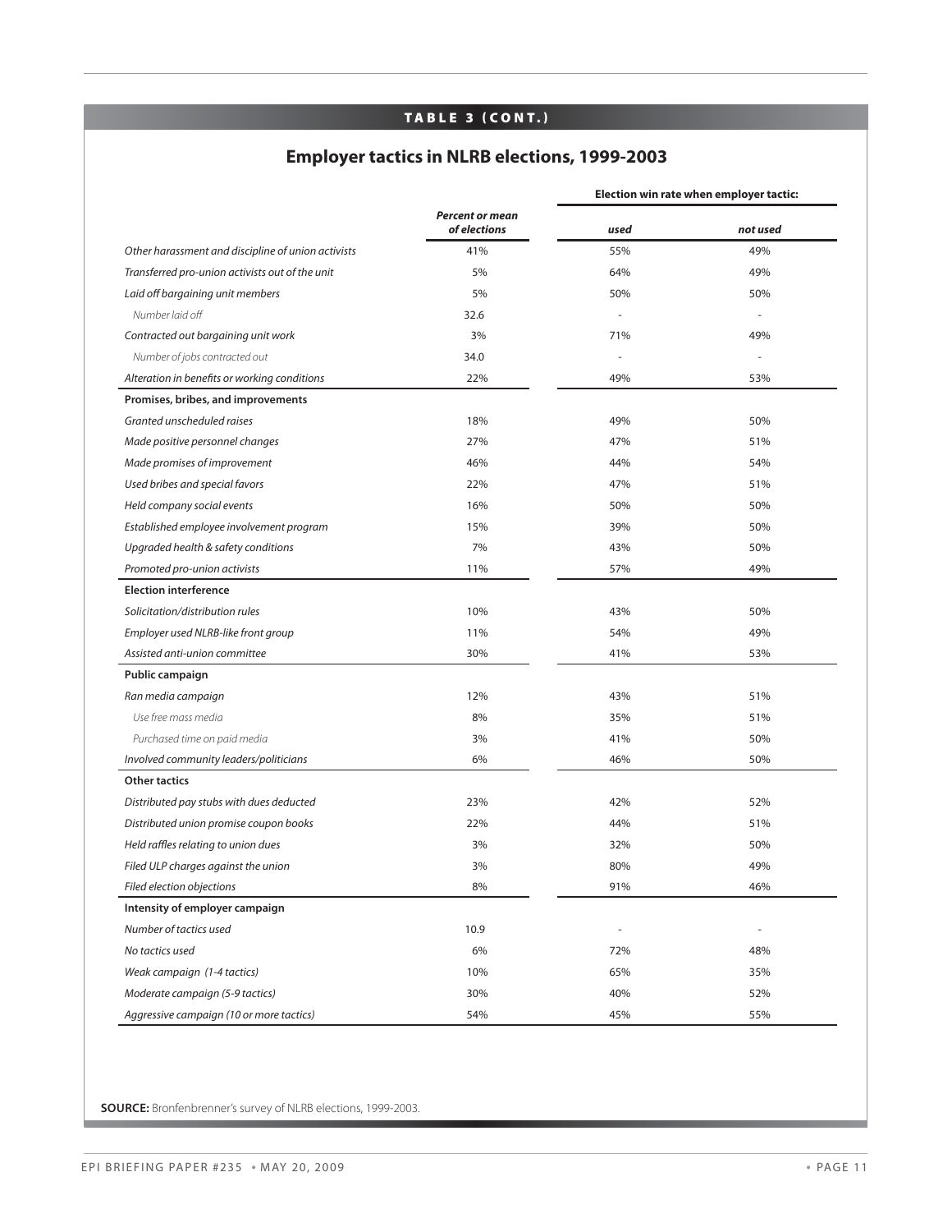**TABLE 3 (CONT.)**

## Employer tactics in NLRB elections, 1999-2003

| | Percent or mean of elections | Election win rate when employer tactic: | |
|---|---|---|---|
| | | *used* | *not used* |
| *Other harassment and discipline of union activists* | 41% | 55% | 49% |
| *Transferred pro-union activists out of the unit* | 5% | 64% | 49% |
| *Laid off bargaining unit members* | 5% | 50% | 50% |
| *Number laid off* | 32.6 | - | - |
| *Contracted out bargaining unit work* | 3% | 71% | 49% |
| *Number of jobs contracted out* | 34.0 | - | - |
| *Alteration in benefits or working conditions* | 22% | 49% | 53% |
| **Promises, bribes, and improvements** | | | |
| *Granted unscheduled raises* | 18% | 49% | 50% |
| *Made positive personnel changes* | 27% | 47% | 51% |
| *Made promises of improvement* | 46% | 44% | 54% |
| *Used bribes and special favors* | 22% | 47% | 51% |
| *Held company social events* | 16% | 50% | 50% |
| *Established employee involvement program* | 15% | 39% | 50% |
| *Upgraded health & safety conditions* | 7% | 43% | 50% |
| *Promoted pro-union activists* | 11% | 57% | 49% |
| **Election interference** | | | |
| *Solicitation/distribution rules* | 10% | 43% | 50% |
| *Employer used NLRB-like front group* | 11% | 54% | 49% |
| *Assisted anti-union committee* | 30% | 41% | 53% |
| **Public campaign** | | | |
| *Ran media campaign* | 12% | 43% | 51% |
| *Use free mass media* | 8% | 35% | 51% |
| *Purchased time on paid media* | 3% | 41% | 50% |
| *Involved community leaders/politicians* | 6% | 46% | 50% |
| **Other tactics** | | | |
| *Distributed pay stubs with dues deducted* | 23% | 42% | 52% |
| *Distributed union promise coupon books* | 22% | 44% | 51% |
| *Held raffles relating to union dues* | 3% | 32% | 50% |
| *Filed ULP charges against the union* | 3% | 80% | 49% |
| *Filed election objections* | 8% | 91% | 46% |
| **Intensity of employer campaign** | | | |
| *Number of tactics used* | 10.9 | - | - |
| *No tactics used* | 6% | 72% | 48% |
| *Weak campaign (1-4 tactics)* | 10% | 65% | 35% |
| *Moderate campaign (5-9 tactics)* | 30% | 40% | 52% |
| *Aggressive campaign (10 or more tactics)* | 54% | 45% | 55% |

**SOURCE:** Bronfenbrenner's survey of NLRB elections, 1999-2003.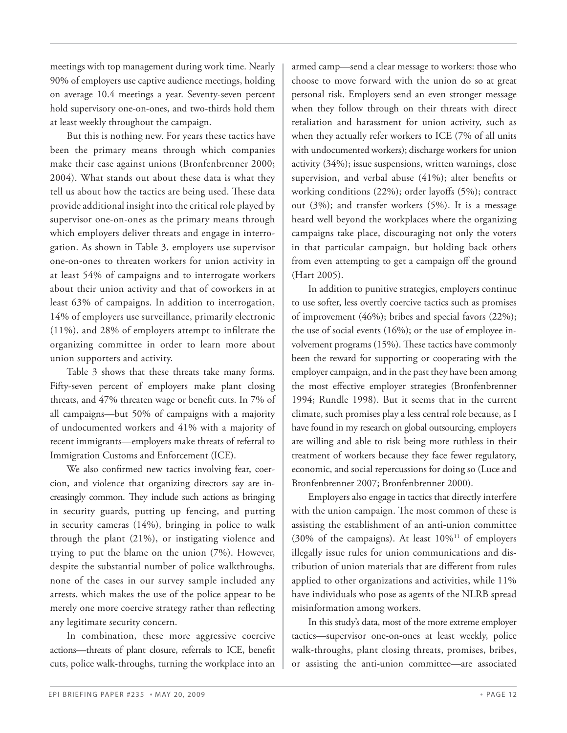meetings with top management during work time. Nearly 90% of employers use captive audience meetings, holding on average 10.4 meetings a year. Seventy-seven percent hold supervisory one-on-ones, and two-thirds hold them at least weekly throughout the campaign.

But this is nothing new. For years these tactics have been the primary means through which companies make their case against unions (Bronfenbrenner 2000; 2004). What stands out about these data is what they tell us about how the tactics are being used. These data provide additional insight into the critical role played by supervisor one-on-ones as the primary means through which employers deliver threats and engage in interrogation. As shown in Table 3, employers use supervisor one-on-ones to threaten workers for union activity in at least 54% of campaigns and to interrogate workers about their union activity and that of coworkers in at least 63% of campaigns. In addition to interrogation, 14% of employers use surveillance, primarily electronic (11%), and 28% of employers attempt to infiltrate the organizing committee in order to learn more about union supporters and activity.

Table 3 shows that these threats take many forms. Fifty-seven percent of employers make plant closing threats, and 47% threaten wage or benefit cuts. In 7% of all campaigns—but 50% of campaigns with a majority of undocumented workers and 41% with a majority of recent immigrants—employers make threats of referral to Immigration Customs and Enforcement (ICE).

We also confirmed new tactics involving fear, coercion, and violence that organizing directors say are increasingly common. They include such actions as bringing in security guards, putting up fencing, and putting in security cameras (14%), bringing in police to walk through the plant (21%), or instigating violence and trying to put the blame on the union (7%). However, despite the substantial number of police walkthroughs, none of the cases in our survey sample included any arrests, which makes the use of the police appear to be merely one more coercive strategy rather than reflecting any legitimate security concern.

In combination, these more aggressive coercive actions—threats of plant closure, referrals to ICE, benefit cuts, police walk-throughs, turning the workplace into an armed camp—send a clear message to workers: those who choose to move forward with the union do so at great personal risk. Employers send an even stronger message when they follow through on their threats with direct retaliation and harassment for union activity, such as when they actually refer workers to ICE (7% of all units with undocumented workers); discharge workers for union activity (34%); issue suspensions, written warnings, close supervision, and verbal abuse (41%); alter benefits or working conditions (22%); order layoffs (5%); contract out (3%); and transfer workers (5%). It is a message heard well beyond the workplaces where the organizing campaigns take place, discouraging not only the voters in that particular campaign, but holding back others from even attempting to get a campaign off the ground (Hart 2005).

In addition to punitive strategies, employers continue to use softer, less overtly coercive tactics such as promises of improvement (46%); bribes and special favors (22%); the use of social events (16%); or the use of employee involvement programs (15%). These tactics have commonly been the reward for supporting or cooperating with the employer campaign, and in the past they have been among the most effective employer strategies (Bronfenbrenner 1994; Rundle 1998). But it seems that in the current climate, such promises play a less central role because, as I have found in my research on global outsourcing, employers are willing and able to risk being more ruthless in their treatment of workers because they face fewer regulatory, economic, and social repercussions for doing so (Luce and Bronfenbrenner 2007; Bronfenbrenner 2000).

Employers also engage in tactics that directly interfere with the union campaign. The most common of these is assisting the establishment of an anti-union committee (30% of the campaigns). At least 10%[11] of employers illegally issue rules for union communications and distribution of union materials that are different from rules applied to other organizations and activities, while 11% have individuals who pose as agents of the NLRB spread misinformation among workers.

In this study's data, most of the more extreme employer tactics—supervisor one-on-ones at least weekly, police walk-throughs, plant closing threats, promises, bribes, or assisting the anti-union committee—are associated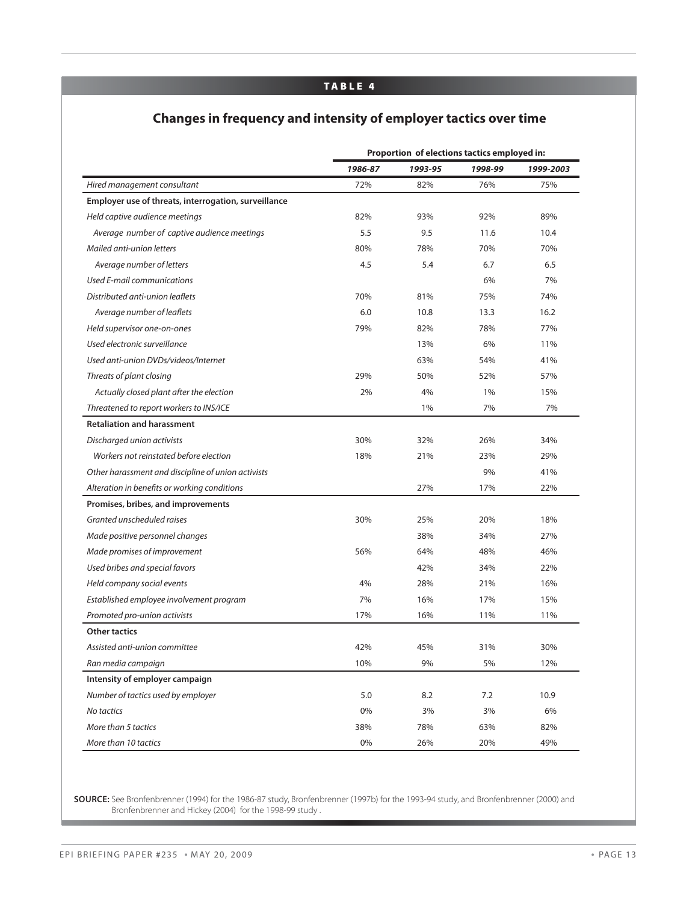**TABLE 4**

## Changes in frequency and intensity of employer tactics over time

| | Proportion of elections tactics employed in: | | | |
|---|---|---|---|---|
| | *1986-87* | *1993-95* | *1998-99* | *1999-2003* |
| *Hired management consultant* | 72% | 82% | 76% | 75% |
| **Employer use of threats, interrogation, surveillance** | | | | |
| *Held captive audience meetings* | 82% | 93% | 92% | 89% |
| *Average number of captive audience meetings* | 5.5 | 9.5 | 11.6 | 10.4 |
| *Mailed anti-union letters* | 80% | 78% | 70% | 70% |
| *Average number of letters* | 4.5 | 5.4 | 6.7 | 6.5 |
| *Used E-mail communications* | | | 6% | 7% |
| *Distributed anti-union leaflets* | 70% | 81% | 75% | 74% |
| *Average number of leaflets* | 6.0 | 10.8 | 13.3 | 16.2 |
| *Held supervisor one-on-ones* | 79% | 82% | 78% | 77% |
| *Used electronic surveillance* | | 13% | 6% | 11% |
| *Used anti-union DVDs/videos/Internet* | | 63% | 54% | 41% |
| *Threats of plant closing* | 29% | 50% | 52% | 57% |
| *Actually closed plant after the election* | 2% | 4% | 1% | 15% |
| *Threatened to report workers to INS/ICE* | | 1% | 7% | 7% |
| **Retaliation and harassment** | | | | |
| *Discharged union activists* | 30% | 32% | 26% | 34% |
| *Workers not reinstated before election* | 18% | 21% | 23% | 29% |
| *Other harassment and discipline of union activists* | | | 9% | 41% |
| *Alteration in benefits or working conditions* | | 27% | 17% | 22% |
| **Promises, bribes, and improvements** | | | | |
| *Granted unscheduled raises* | 30% | 25% | 20% | 18% |
| *Made positive personnel changes* | | 38% | 34% | 27% |
| *Made promises of improvement* | 56% | 64% | 48% | 46% |
| *Used bribes and special favors* | | 42% | 34% | 22% |
| *Held company social events* | 4% | 28% | 21% | 16% |
| *Established employee involvement program* | 7% | 16% | 17% | 15% |
| *Promoted pro-union activists* | 17% | 16% | 11% | 11% |
| **Other tactics** | | | | |
| *Assisted anti-union committee* | 42% | 45% | 31% | 30% |
| *Ran media campaign* | 10% | 9% | 5% | 12% |
| **Intensity of employer campaign** | | | | |
| *Number of tactics used by employer* | 5.0 | 8.2 | 7.2 | 10.9 |
| *No tactics* | 0% | 3% | 3% | 6% |
| *More than 5 tactics* | 38% | 78% | 63% | 82% |
| *More than 10 tactics* | 0% | 26% | 20% | 49% |

**SOURCE:** See Bronfenbrenner (1994) for the 1986-87 study, Bronfenbrenner (1997b) for the 1993-94 study, and Bronfenbrenner (2000) and Bronfenbrenner and Hickey (2004) for the 1998-99 study .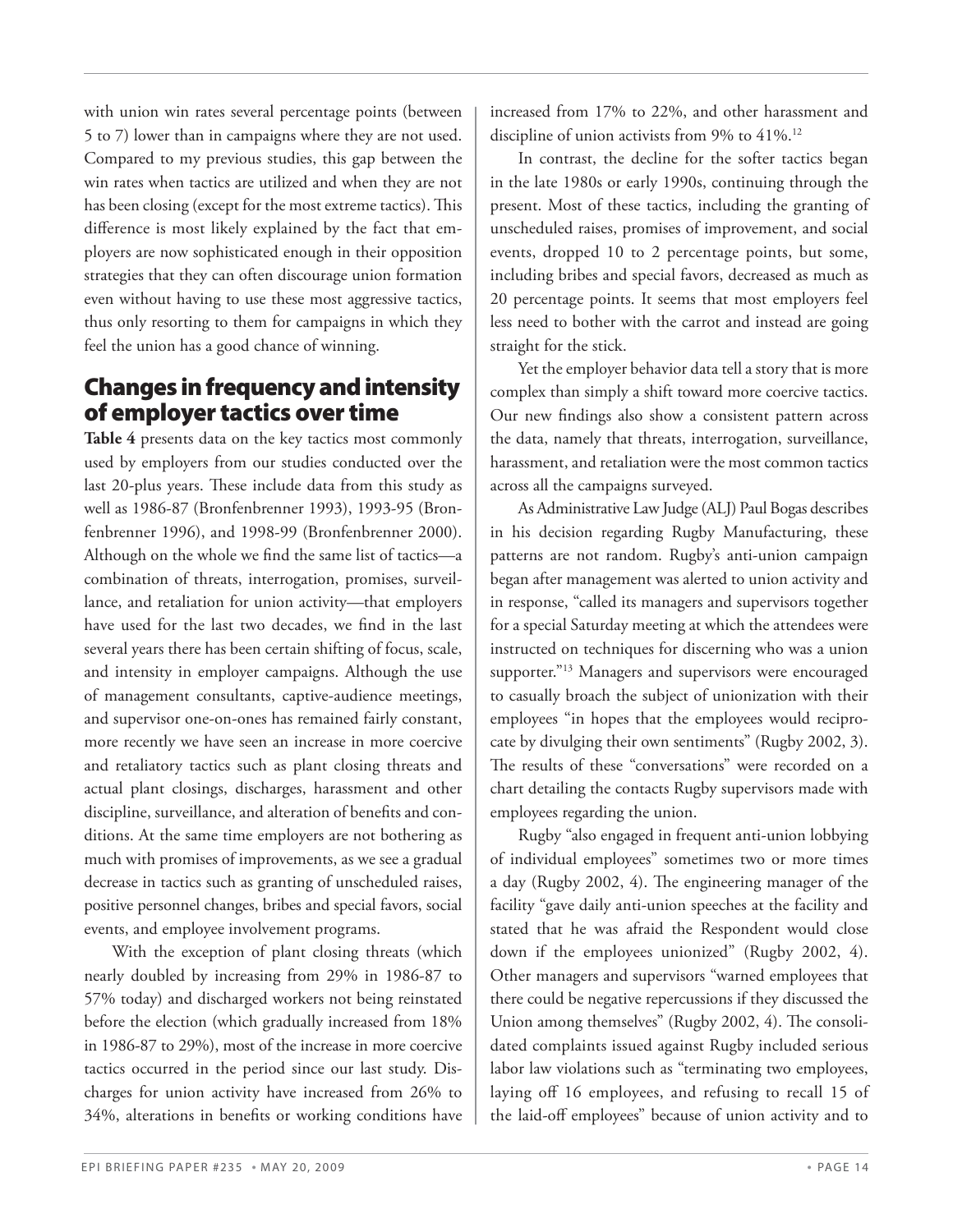with union win rates several percentage points (between 5 to 7) lower than in campaigns where they are not used. Compared to my previous studies, this gap between the win rates when tactics are utilized and when they are not has been closing (except for the most extreme tactics). This difference is most likely explained by the fact that employers are now sophisticated enough in their opposition strategies that they can often discourage union formation even without having to use these most aggressive tactics, thus only resorting to them for campaigns in which they feel the union has a good chance of winning.

## Changes in frequency and intensity of employer tactics over time

**Table 4** presents data on the key tactics most commonly used by employers from our studies conducted over the last 20-plus years. These include data from this study as well as 1986-87 (Bronfenbrenner 1993), 1993-95 (Bronfenbrenner 1996), and 1998-99 (Bronfenbrenner 2000). Although on the whole we find the same list of tactics—a combination of threats, interrogation, promises, surveillance, and retaliation for union activity—that employers have used for the last two decades, we find in the last several years there has been certain shifting of focus, scale, and intensity in employer campaigns. Although the use of management consultants, captive-audience meetings, and supervisor one-on-ones has remained fairly constant, more recently we have seen an increase in more coercive and retaliatory tactics such as plant closing threats and actual plant closings, discharges, harassment and other discipline, surveillance, and alteration of benefits and conditions. At the same time employers are not bothering as much with promises of improvements, as we see a gradual decrease in tactics such as granting of unscheduled raises, positive personnel changes, bribes and special favors, social events, and employee involvement programs.

With the exception of plant closing threats (which nearly doubled by increasing from 29% in 1986-87 to 57% today) and discharged workers not being reinstated before the election (which gradually increased from 18% in 1986-87 to 29%), most of the increase in more coercive tactics occurred in the period since our last study. Discharges for union activity have increased from 26% to 34%, alterations in benefits or working conditions have increased from 17% to 22%, and other harassment and discipline of union activists from 9% to 41%.[12]

In contrast, the decline for the softer tactics began in the late 1980s or early 1990s, continuing through the present. Most of these tactics, including the granting of unscheduled raises, promises of improvement, and social events, dropped 10 to 2 percentage points, but some, including bribes and special favors, decreased as much as 20 percentage points. It seems that most employers feel less need to bother with the carrot and instead are going straight for the stick.

Yet the employer behavior data tell a story that is more complex than simply a shift toward more coercive tactics. Our new findings also show a consistent pattern across the data, namely that threats, interrogation, surveillance, harassment, and retaliation were the most common tactics across all the campaigns surveyed.

As Administrative Law Judge (ALJ) Paul Bogas describes in his decision regarding Rugby Manufacturing, these patterns are not random. Rugby's anti-union campaign began after management was alerted to union activity and in response, "called its managers and supervisors together for a special Saturday meeting at which the attendees were instructed on techniques for discerning who was a union supporter."[13] Managers and supervisors were encouraged to casually broach the subject of unionization with their employees "in hopes that the employees would reciprocate by divulging their own sentiments" (Rugby 2002, 3). The results of these "conversations" were recorded on a chart detailing the contacts Rugby supervisors made with employees regarding the union.

Rugby "also engaged in frequent anti-union lobbying of individual employees" sometimes two or more times a day (Rugby 2002, 4). The engineering manager of the facility "gave daily anti-union speeches at the facility and stated that he was afraid the Respondent would close down if the employees unionized" (Rugby 2002, 4). Other managers and supervisors "warned employees that there could be negative repercussions if they discussed the Union among themselves" (Rugby 2002, 4). The consolidated complaints issued against Rugby included serious labor law violations such as "terminating two employees, laying off 16 employees, and refusing to recall 15 of the laid-off employees" because of union activity and to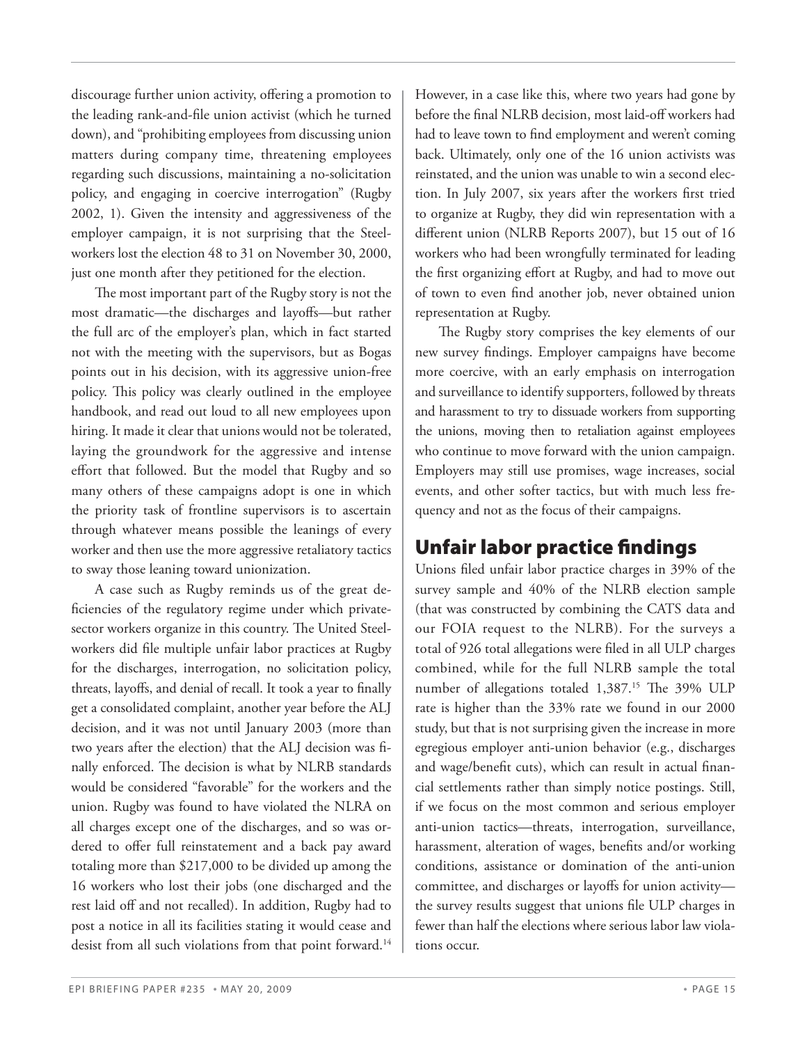discourage further union activity, offering a promotion to the leading rank-and-file union activist (which he turned down), and "prohibiting employees from discussing union matters during company time, threatening employees regarding such discussions, maintaining a no-solicitation policy, and engaging in coercive interrogation" (Rugby 2002, 1). Given the intensity and aggressiveness of the employer campaign, it is not surprising that the Steelworkers lost the election 48 to 31 on November 30, 2000, just one month after they petitioned for the election.

The most important part of the Rugby story is not the most dramatic—the discharges and layoffs—but rather the full arc of the employer's plan, which in fact started not with the meeting with the supervisors, but as Bogas points out in his decision, with its aggressive union-free policy. This policy was clearly outlined in the employee handbook, and read out loud to all new employees upon hiring. It made it clear that unions would not be tolerated, laying the groundwork for the aggressive and intense effort that followed. But the model that Rugby and so many others of these campaigns adopt is one in which the priority task of frontline supervisors is to ascertain through whatever means possible the leanings of every worker and then use the more aggressive retaliatory tactics to sway those leaning toward unionization.

A case such as Rugby reminds us of the great deficiencies of the regulatory regime under which private-sector workers organize in this country. The United Steelworkers did file multiple unfair labor practices at Rugby for the discharges, interrogation, no solicitation policy, threats, layoffs, and denial of recall. It took a year to finally get a consolidated complaint, another year before the ALJ decision, and it was not until January 2003 (more than two years after the election) that the ALJ decision was finally enforced. The decision is what by NLRB standards would be considered "favorable" for the workers and the union. Rugby was found to have violated the NLRA on all charges except one of the discharges, and so was ordered to offer full reinstatement and a back pay award totaling more than $217,000 to be divided up among the 16 workers who lost their jobs (one discharged and the rest laid off and not recalled). In addition, Rugby had to post a notice in all its facilities stating it would cease and desist from all such violations from that point forward.[14] However, in a case like this, where two years had gone by before the final NLRB decision, most laid-off workers had had to leave town to find employment and weren't coming back. Ultimately, only one of the 16 union activists was reinstated, and the union was unable to win a second election. In July 2007, six years after the workers first tried to organize at Rugby, they did win representation with a different union (NLRB Reports 2007), but 15 out of 16 workers who had been wrongfully terminated for leading the first organizing effort at Rugby, and had to move out of town to even find another job, never obtained union representation at Rugby.

The Rugby story comprises the key elements of our new survey findings. Employer campaigns have become more coercive, with an early emphasis on interrogation and surveillance to identify supporters, followed by threats and harassment to try to dissuade workers from supporting the unions, moving then to retaliation against employees who continue to move forward with the union campaign. Employers may still use promises, wage increases, social events, and other softer tactics, but with much less frequency and not as the focus of their campaigns.

## Unfair labor practice findings

Unions filed unfair labor practice charges in 39% of the survey sample and 40% of the NLRB election sample (that was constructed by combining the CATS data and our FOIA request to the NLRB). For the surveys a total of 926 total allegations were filed in all ULP charges combined, while for the full NLRB sample the total number of allegations totaled 1,387.[15] The 39% ULP rate is higher than the 33% rate we found in our 2000 study, but that is not surprising given the increase in more egregious employer anti-union behavior (e.g., discharges and wage/benefit cuts), which can result in actual financial settlements rather than simply notice postings. Still, if we focus on the most common and serious employer anti-union tactics—threats, interrogation, surveillance, harassment, alteration of wages, benefits and/or working conditions, assistance or domination of the anti-union committee, and discharges or layoffs for union activity—the survey results suggest that unions file ULP charges in fewer than half the elections where serious labor law violations occur.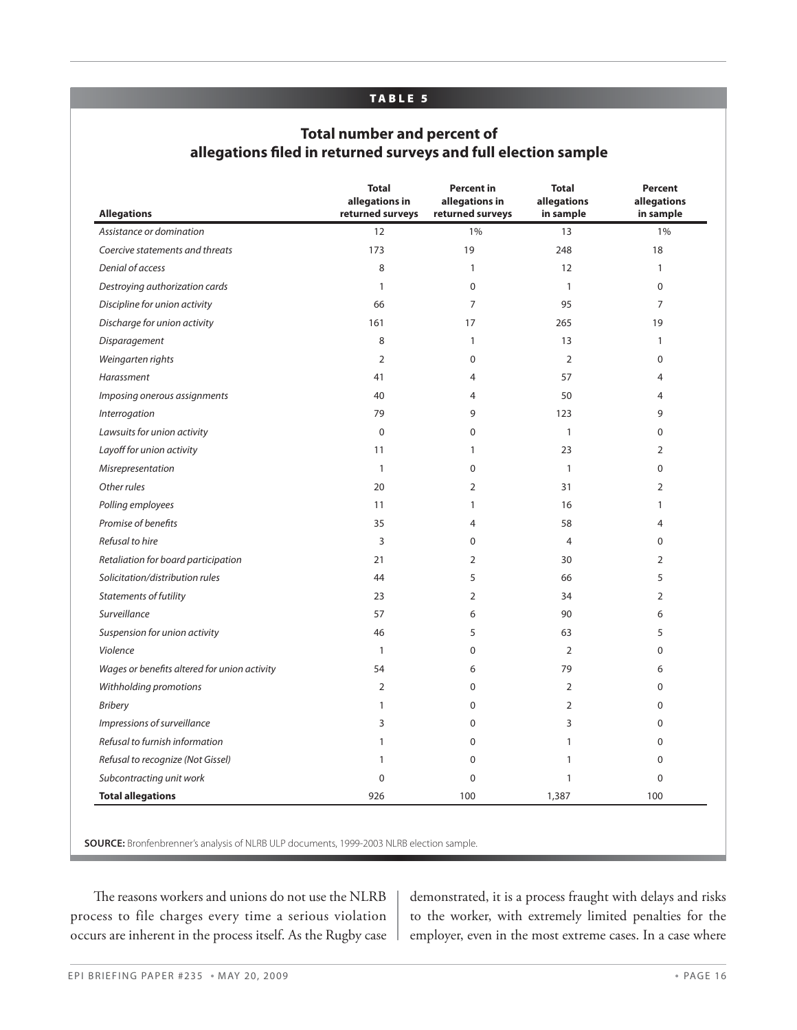**TABLE 5**

## Total number and percent of allegations filed in returned surveys and full election sample

| Allegations | Total allegations in returned surveys | Percent in allegations in returned surveys | Total allegations in sample | Percent allegations in sample |
|---|---|---|---|---|
| *Assistance or domination* | 12 | 1% | 13 | 1% |
| *Coercive statements and threats* | 173 | 19 | 248 | 18 |
| *Denial of access* | 8 | 1 | 12 | 1 |
| *Destroying authorization cards* | 1 | 0 | 1 | 0 |
| *Discipline for union activity* | 66 | 7 | 95 | 7 |
| *Discharge for union activity* | 161 | 17 | 265 | 19 |
| *Disparagement* | 8 | 1 | 13 | 1 |
| *Weingarten rights* | 2 | 0 | 2 | 0 |
| *Harassment* | 41 | 4 | 57 | 4 |
| *Imposing onerous assignments* | 40 | 4 | 50 | 4 |
| *Interrogation* | 79 | 9 | 123 | 9 |
| *Lawsuits for union activity* | 0 | 0 | 1 | 0 |
| *Layoff for union activity* | 11 | 1 | 23 | 2 |
| *Misrepresentation* | 1 | 0 | 1 | 0 |
| *Other rules* | 20 | 2 | 31 | 2 |
| *Polling employees* | 11 | 1 | 16 | 1 |
| *Promise of benefits* | 35 | 4 | 58 | 4 |
| *Refusal to hire* | 3 | 0 | 4 | 0 |
| *Retaliation for board participation* | 21 | 2 | 30 | 2 |
| *Solicitation/distribution rules* | 44 | 5 | 66 | 5 |
| *Statements of futility* | 23 | 2 | 34 | 2 |
| *Surveillance* | 57 | 6 | 90 | 6 |
| *Suspension for union activity* | 46 | 5 | 63 | 5 |
| *Violence* | 1 | 0 | 2 | 0 |
| *Wages or benefits altered for union activity* | 54 | 6 | 79 | 6 |
| *Withholding promotions* | 2 | 0 | 2 | 0 |
| *Bribery* | 1 | 0 | 2 | 0 |
| *Impressions of surveillance* | 3 | 0 | 3 | 0 |
| *Refusal to furnish information* | 1 | 0 | 1 | 0 |
| *Refusal to recognize (Not Gissel)* | 1 | 0 | 1 | 0 |
| *Subcontracting unit work* | 0 | 0 | 1 | 0 |
| **Total allegations** | 926 | 100 | 1,387 | 100 |

**SOURCE:** Bronfenbrenner's analysis of NLRB ULP documents, 1999-2003 NLRB election sample.

The reasons workers and unions do not use the NLRB process to file charges every time a serious violation occurs are inherent in the process itself. As the Rugby case demonstrated, it is a process fraught with delays and risks to the worker, with extremely limited penalties for the employer, even in the most extreme cases. In a case where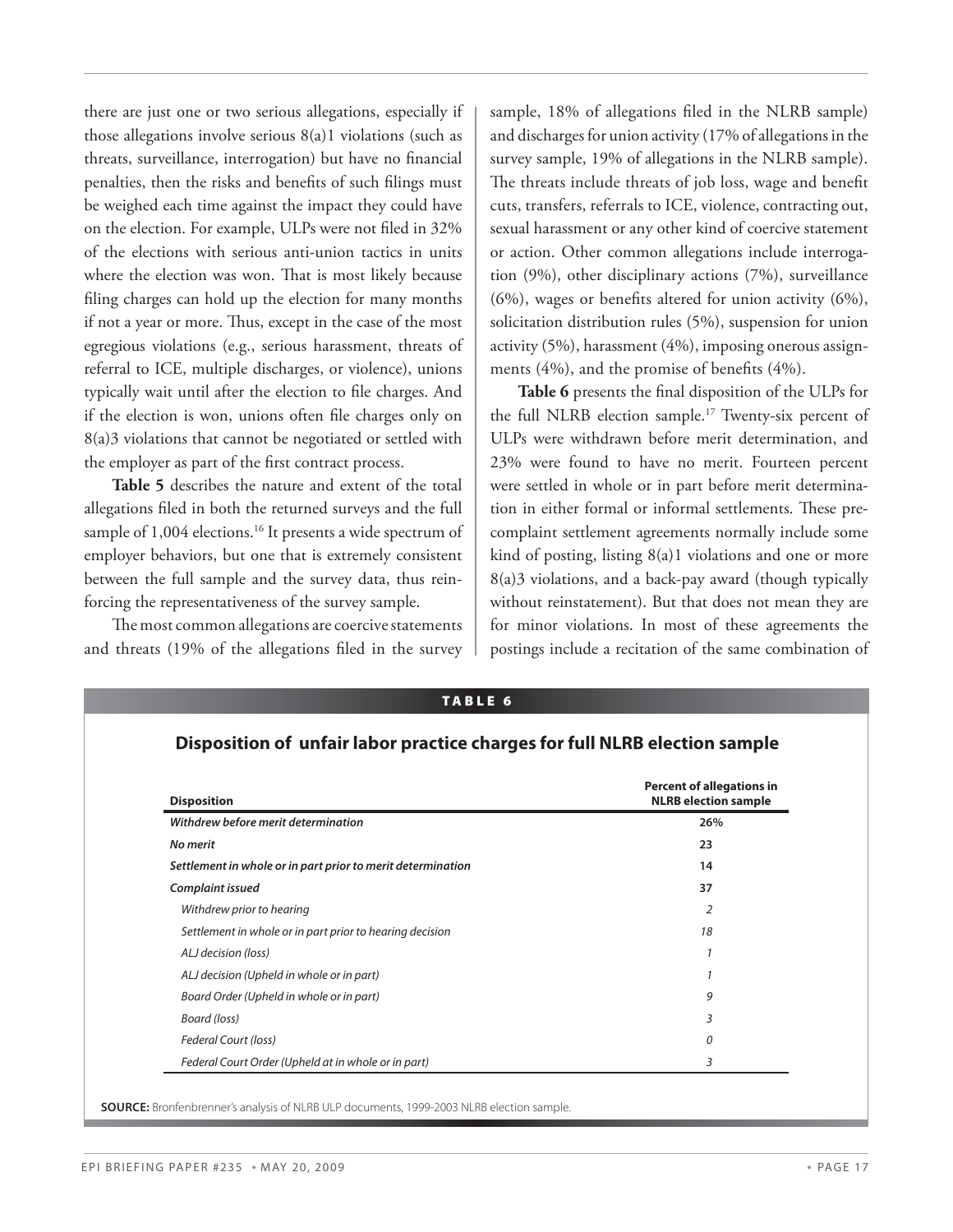there are just one or two serious allegations, especially if those allegations involve serious 8(a)1 violations (such as threats, surveillance, interrogation) but have no financial penalties, then the risks and benefits of such filings must be weighed each time against the impact they could have on the election. For example, ULPs were not filed in 32% of the elections with serious anti-union tactics in units where the election was won. That is most likely because filing charges can hold up the election for many months if not a year or more. Thus, except in the case of the most egregious violations (e.g., serious harassment, threats of referral to ICE, multiple discharges, or violence), unions typically wait until after the election to file charges. And if the election is won, unions often file charges only on 8(a)3 violations that cannot be negotiated or settled with the employer as part of the first contract process.

**Table 5** describes the nature and extent of the total allegations filed in both the returned surveys and the full sample of 1,004 elections.[16] It presents a wide spectrum of employer behaviors, but one that is extremely consistent between the full sample and the survey data, thus reinforcing the representativeness of the survey sample.

The most common allegations are coercive statements and threats (19% of the allegations filed in the survey sample, 18% of allegations filed in the NLRB sample) and discharges for union activity (17% of allegations in the survey sample, 19% of allegations in the NLRB sample). The threats include threats of job loss, wage and benefit cuts, transfers, referrals to ICE, violence, contracting out, sexual harassment or any other kind of coercive statement or action. Other common allegations include interrogation (9%), other disciplinary actions (7%), surveillance (6%), wages or benefits altered for union activity (6%), solicitation distribution rules (5%), suspension for union activity (5%), harassment (4%), imposing onerous assignments (4%), and the promise of benefits (4%).

**Table 6** presents the final disposition of the ULPs for the full NLRB election sample.[17] Twenty-six percent of ULPs were withdrawn before merit determination, and 23% were found to have no merit. Fourteen percent were settled in whole or in part before merit determination in either formal or informal settlements. These pre-complaint settlement agreements normally include some kind of posting, listing 8(a)1 violations and one or more 8(a)3 violations, and a back-pay award (though typically without reinstatement). But that does not mean they are for minor violations. In most of these agreements the postings include a recitation of the same combination of

**TABLE 6**

**Disposition of unfair labor practice charges for full NLRB election sample**

| Disposition | Percent of allegations in NLRB election sample |
|---|---|
| ***Withdrew before merit determination*** | **26%** |
| ***No merit*** | **23** |
| ***Settlement in whole or in part prior to merit determination*** | **14** |
| ***Complaint issued*** | **37** |
| *Withdrew prior to hearing* | *2* |
| *Settlement in whole or in part prior to hearing decision* | *18* |
| *ALJ decision (loss)* | *1* |
| *ALJ decision (Upheld in whole or in part)* | *1* |
| *Board Order (Upheld in whole or in part)* | *9* |
| *Board (loss)* | *3* |
| *Federal Court (loss)* | *0* |
| *Federal Court Order (Upheld at in whole or in part)* | *3* |

**SOURCE:** Bronfenbrenner's analysis of NLRB ULP documents, 1999-2003 NLRB election sample.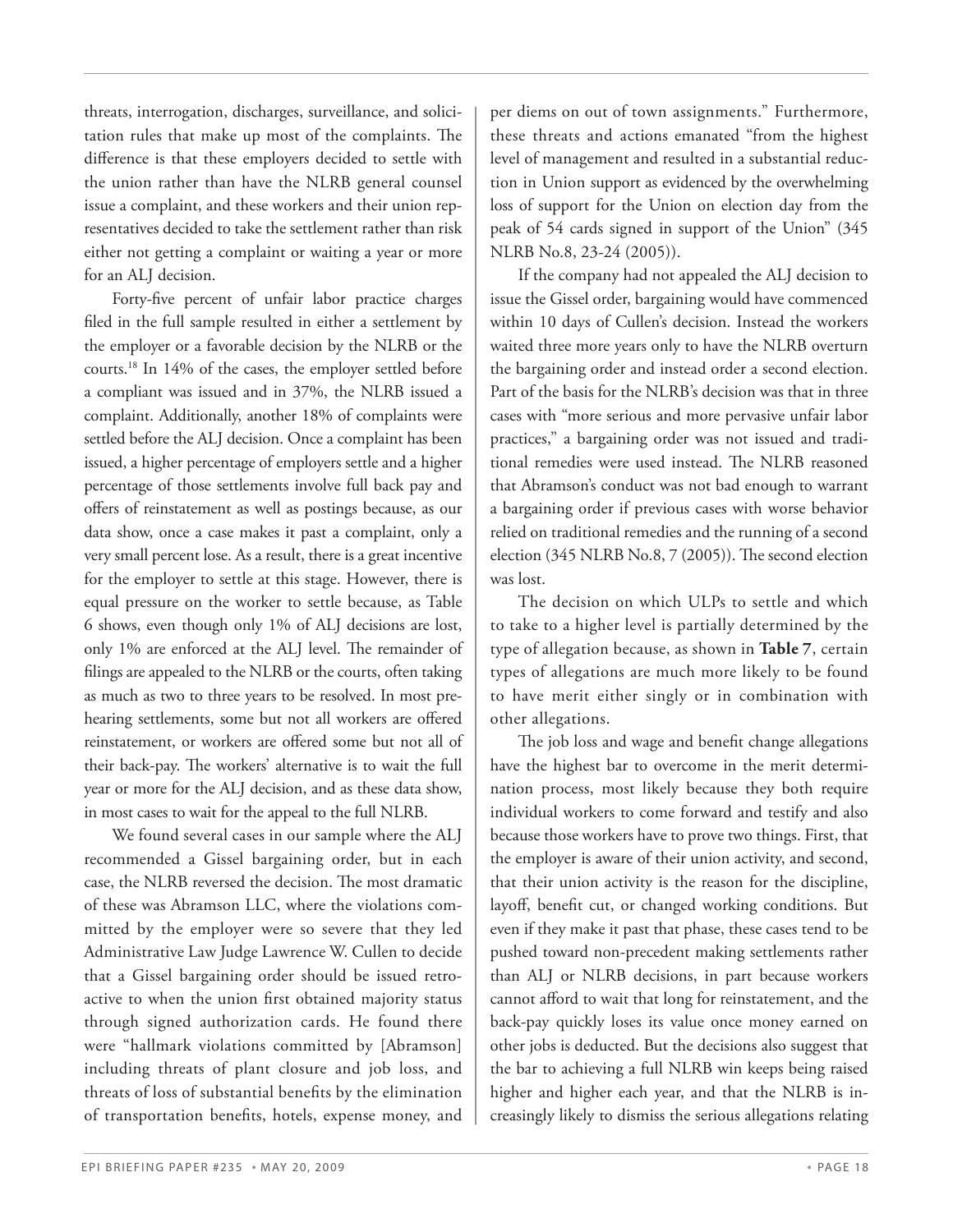threats, interrogation, discharges, surveillance, and solicitation rules that make up most of the complaints. The difference is that these employers decided to settle with the union rather than have the NLRB general counsel issue a complaint, and these workers and their union representatives decided to take the settlement rather than risk either not getting a complaint or waiting a year or more for an ALJ decision.

Forty-five percent of unfair labor practice charges filed in the full sample resulted in either a settlement by the employer or a favorable decision by the NLRB or the courts.[18] In 14% of the cases, the employer settled before a compliant was issued and in 37%, the NLRB issued a complaint. Additionally, another 18% of complaints were settled before the ALJ decision. Once a complaint has been issued, a higher percentage of employers settle and a higher percentage of those settlements involve full back pay and offers of reinstatement as well as postings because, as our data show, once a case makes it past a complaint, only a very small percent lose. As a result, there is a great incentive for the employer to settle at this stage. However, there is equal pressure on the worker to settle because, as Table 6 shows, even though only 1% of ALJ decisions are lost, only 1% are enforced at the ALJ level. The remainder of filings are appealed to the NLRB or the courts, often taking as much as two to three years to be resolved. In most pre-hearing settlements, some but not all workers are offered reinstatement, or workers are offered some but not all of their back-pay. The workers' alternative is to wait the full year or more for the ALJ decision, and as these data show, in most cases to wait for the appeal to the full NLRB.

We found several cases in our sample where the ALJ recommended a Gissel bargaining order, but in each case, the NLRB reversed the decision. The most dramatic of these was Abramson LLC, where the violations committed by the employer were so severe that they led Administrative Law Judge Lawrence W. Cullen to decide that a Gissel bargaining order should be issued retroactive to when the union first obtained majority status through signed authorization cards. He found there were "hallmark violations committed by [Abramson] including threats of plant closure and job loss, and threats of loss of substantial benefits by the elimination of transportation benefits, hotels, expense money, and per diems on out of town assignments." Furthermore, these threats and actions emanated "from the highest level of management and resulted in a substantial reduction in Union support as evidenced by the overwhelming loss of support for the Union on election day from the peak of 54 cards signed in support of the Union" (345 NLRB No.8, 23-24 (2005)).

If the company had not appealed the ALJ decision to issue the Gissel order, bargaining would have commenced within 10 days of Cullen's decision. Instead the workers waited three more years only to have the NLRB overturn the bargaining order and instead order a second election. Part of the basis for the NLRB's decision was that in three cases with "more serious and more pervasive unfair labor practices," a bargaining order was not issued and traditional remedies were used instead. The NLRB reasoned that Abramson's conduct was not bad enough to warrant a bargaining order if previous cases with worse behavior relied on traditional remedies and the running of a second election (345 NLRB No.8, 7 (2005)). The second election was lost.

The decision on which ULPs to settle and which to take to a higher level is partially determined by the type of allegation because, as shown in **Table 7**, certain types of allegations are much more likely to be found to have merit either singly or in combination with other allegations.

The job loss and wage and benefit change allegations have the highest bar to overcome in the merit determination process, most likely because they both require individual workers to come forward and testify and also because those workers have to prove two things. First, that the employer is aware of their union activity, and second, that their union activity is the reason for the discipline, layoff, benefit cut, or changed working conditions. But even if they make it past that phase, these cases tend to be pushed toward non-precedent making settlements rather than ALJ or NLRB decisions, in part because workers cannot afford to wait that long for reinstatement, and the back-pay quickly loses its value once money earned on other jobs is deducted. But the decisions also suggest that the bar to achieving a full NLRB win keeps being raised higher and higher each year, and that the NLRB is increasingly likely to dismiss the serious allegations relating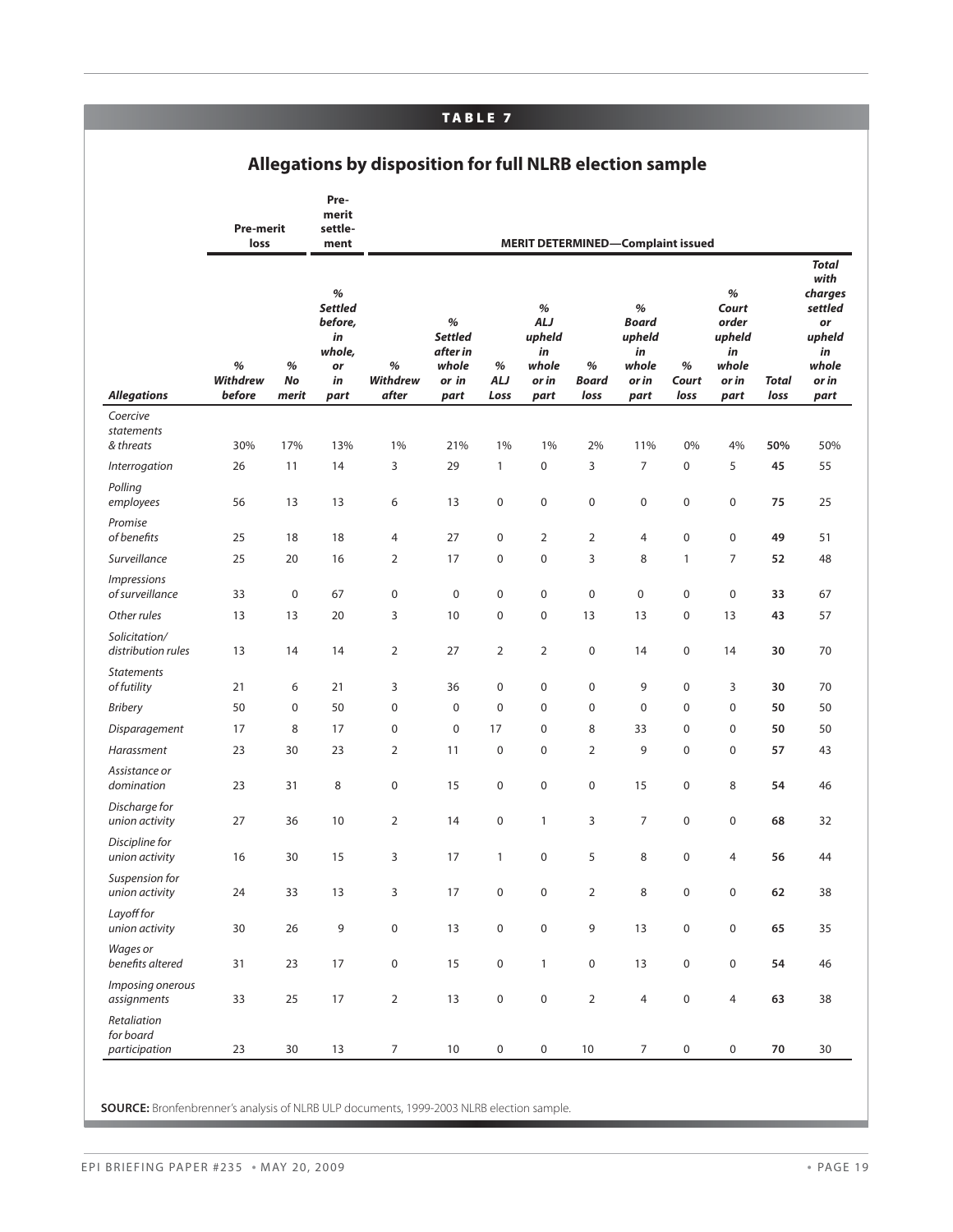**TABLE 7**

## Allegations by disposition for full NLRB election sample

| | Pre-merit loss | | Pre-merit settlement | MERIT DETERMINED—Complaint issued | | | | | | | | | |
|---|---|---|---|---|---|---|---|---|---|---|---|---|---|
| ***Allegations*** | ***% Withdrew before*** | ***% No merit*** | ***% Settled before, in whole, or in part*** | ***% Withdrew after*** | ***% Settled after in whole or in part*** | ***% ALJ Loss*** | ***% ALJ upheld in whole or in part*** | ***% Board loss*** | ***% Board upheld in whole or in part*** | ***% Court loss*** | ***% Court order upheld in whole or in part*** | ***Total loss*** | ***Total with charges settled or upheld in whole or in part*** |
| *Coercive statements & threats* | 30% | 17% | 13% | 1% | 21% | 1% | 1% | 2% | 11% | 0% | 4% | **50%** | 50% |
| *Interrogation* | 26 | 11 | 14 | 3 | 29 | 1 | 0 | 3 | 7 | 0 | 5 | **45** | 55 |
| *Polling employees* | 56 | 13 | 13 | 6 | 13 | 0 | 0 | 0 | 0 | 0 | 0 | **75** | 25 |
| *Promise of benefits* | 25 | 18 | 18 | 4 | 27 | 0 | 2 | 2 | 4 | 0 | 0 | **49** | 51 |
| *Surveillance* | 25 | 20 | 16 | 2 | 17 | 0 | 0 | 3 | 8 | 1 | 7 | **52** | 48 |
| *Impressions of surveillance* | 33 | 0 | 67 | 0 | 0 | 0 | 0 | 0 | 0 | 0 | 0 | **33** | 67 |
| *Other rules* | 13 | 13 | 20 | 3 | 10 | 0 | 0 | 13 | 13 | 0 | 13 | **43** | 57 |
| *Solicitation/ distribution rules* | 13 | 14 | 14 | 2 | 27 | 2 | 2 | 0 | 14 | 0 | 14 | **30** | 70 |
| *Statements of futility* | 21 | 6 | 21 | 3 | 36 | 0 | 0 | 0 | 9 | 0 | 3 | **30** | 70 |
| *Bribery* | 50 | 0 | 50 | 0 | 0 | 0 | 0 | 0 | 0 | 0 | 0 | **50** | 50 |
| *Disparagement* | 17 | 8 | 17 | 0 | 0 | 17 | 0 | 8 | 33 | 0 | 0 | **50** | 50 |
| *Harassment* | 23 | 30 | 23 | 2 | 11 | 0 | 0 | 2 | 9 | 0 | 0 | **57** | 43 |
| *Assistance or domination* | 23 | 31 | 8 | 0 | 15 | 0 | 0 | 0 | 15 | 0 | 8 | **54** | 46 |
| *Discharge for union activity* | 27 | 36 | 10 | 2 | 14 | 0 | 1 | 3 | 7 | 0 | 0 | **68** | 32 |
| *Discipline for union activity* | 16 | 30 | 15 | 3 | 17 | 1 | 0 | 5 | 8 | 0 | 4 | **56** | 44 |
| *Suspension for union activity* | 24 | 33 | 13 | 3 | 17 | 0 | 0 | 2 | 8 | 0 | 0 | **62** | 38 |
| *Layoff for union activity* | 30 | 26 | 9 | 0 | 13 | 0 | 0 | 9 | 13 | 0 | 0 | **65** | 35 |
| *Wages or benefits altered* | 31 | 23 | 17 | 0 | 15 | 0 | 1 | 0 | 13 | 0 | 0 | **54** | 46 |
| *Imposing onerous assignments* | 33 | 25 | 17 | 2 | 13 | 0 | 0 | 2 | 4 | 0 | 4 | **63** | 38 |
| *Retaliation for board participation* | 23 | 30 | 13 | 7 | 10 | 0 | 0 | 10 | 7 | 0 | 0 | **70** | 30 |

**SOURCE:** Bronfenbrenner's analysis of NLRB ULP documents, 1999-2003 NLRB election sample.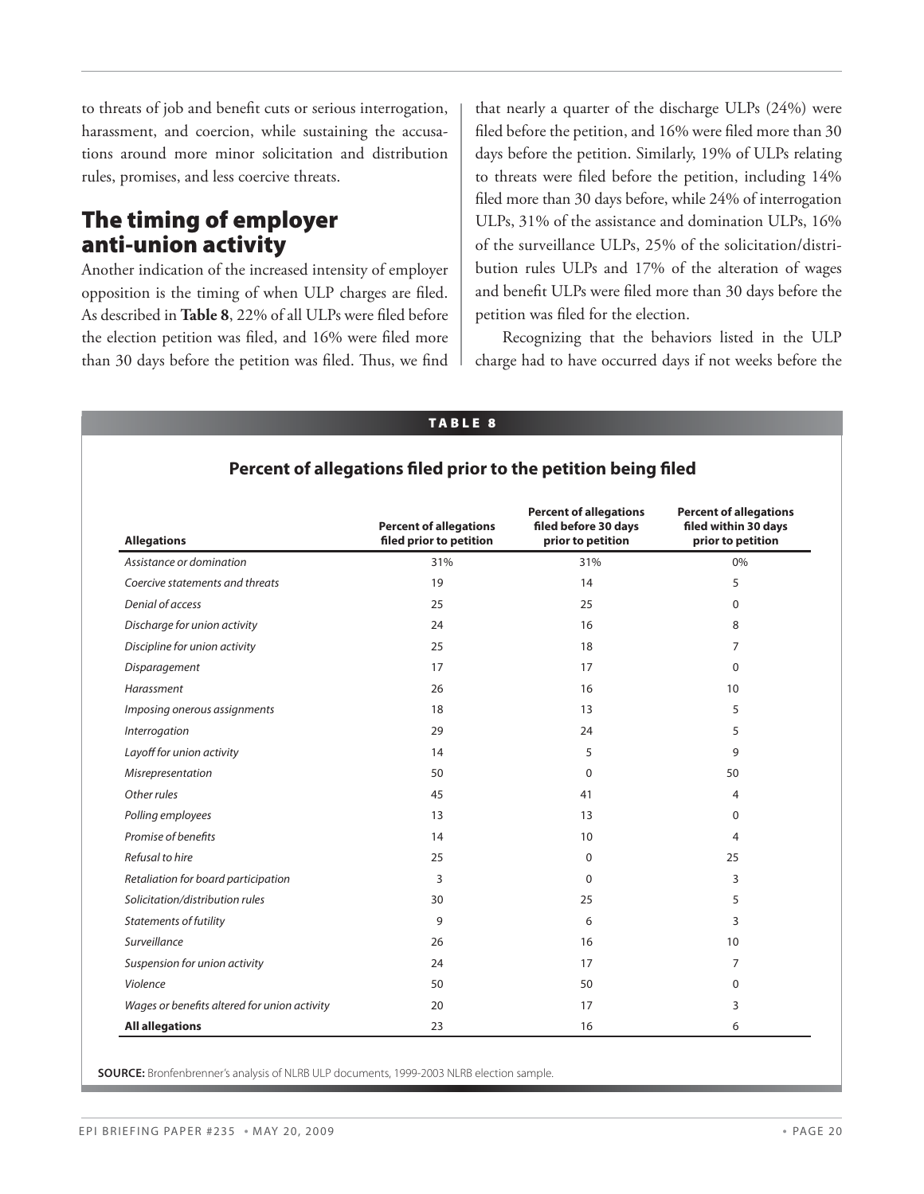to threats of job and benefit cuts or serious interrogation, harassment, and coercion, while sustaining the accusations around more minor solicitation and distribution rules, promises, and less coercive threats.

## The timing of employer anti-union activity

Another indication of the increased intensity of employer opposition is the timing of when ULP charges are filed. As described in **Table 8**, 22% of all ULPs were filed before the election petition was filed, and 16% were filed more than 30 days before the petition was filed. Thus, we find that nearly a quarter of the discharge ULPs (24%) were filed before the petition, and 16% were filed more than 30 days before the petition. Similarly, 19% of ULPs relating to threats were filed before the petition, including 14% filed more than 30 days before, while 24% of interrogation ULPs, 31% of the assistance and domination ULPs, 16% of the surveillance ULPs, 25% of the solicitation/distribution rules ULPs and 17% of the alteration of wages and benefit ULPs were filed more than 30 days before the petition was filed for the election.

Recognizing that the behaviors listed in the ULP charge had to have occurred days if not weeks before the

**TABLE 8**

**Percent of allegations filed prior to the petition being filed**

| Allegations | Percent of allegations filed prior to petition | Percent of allegations filed before 30 days prior to petition | Percent of allegations filed within 30 days prior to petition |
|---|---|---|---|
| *Assistance or domination* | 31% | 31% | 0% |
| *Coercive statements and threats* | 19 | 14 | 5 |
| *Denial of access* | 25 | 25 | 0 |
| *Discharge for union activity* | 24 | 16 | 8 |
| *Discipline for union activity* | 25 | 18 | 7 |
| *Disparagement* | 17 | 17 | 0 |
| *Harassment* | 26 | 16 | 10 |
| *Imposing onerous assignments* | 18 | 13 | 5 |
| *Interrogation* | 29 | 24 | 5 |
| *Layoff for union activity* | 14 | 5 | 9 |
| *Misrepresentation* | 50 | 0 | 50 |
| *Other rules* | 45 | 41 | 4 |
| *Polling employees* | 13 | 13 | 0 |
| *Promise of benefits* | 14 | 10 | 4 |
| *Refusal to hire* | 25 | 0 | 25 |
| *Retaliation for board participation* | 3 | 0 | 3 |
| *Solicitation/distribution rules* | 30 | 25 | 5 |
| *Statements of futility* | 9 | 6 | 3 |
| *Surveillance* | 26 | 16 | 10 |
| *Suspension for union activity* | 24 | 17 | 7 |
| *Violence* | 50 | 50 | 0 |
| *Wages or benefits altered for union activity* | 20 | 17 | 3 |
| **All allegations** | 23 | 16 | 6 |

**SOURCE:** Bronfenbrenner's analysis of NLRB ULP documents, 1999-2003 NLRB election sample.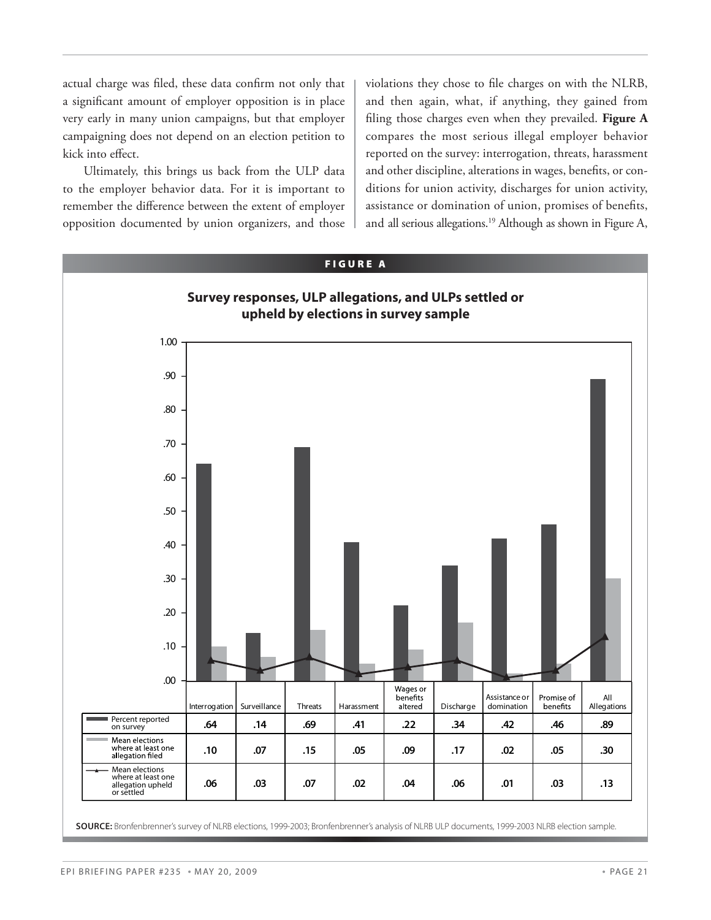actual charge was filed, these data confirm not only that a significant amount of employer opposition is in place very early in many union campaigns, but that employer campaigning does not depend on an election petition to kick into effect.

Ultimately, this brings us back from the ULP data to the employer behavior data. For it is important to remember the difference between the extent of employer opposition documented by union organizers, and those violations they chose to file charges on with the NLRB, and then again, what, if anything, they gained from filing those charges even when they prevailed. **Figure A** compares the most serious illegal employer behavior reported on the survey: interrogation, threats, harassment and other discipline, alterations in wages, benefits, or conditions for union activity, discharges for union activity, assistance or domination of union, promises of benefits, and all serious allegations.[19] Although as shown in Figure A,

**FIGURE A**

**Survey responses, ULP allegations, and ULPs settled or upheld by elections in survey sample**

| | Interrogation | Surveillance | Threats | Harassment | Wages or benefits altered | Discharge | Assistance or domination | Promise of benefits | All Allegations |
|---|---|---|---|---|---|---|---|---|---|
| Percent reported on survey | .64 | .14 | .69 | .41 | .22 | .34 | .42 | .46 | .89 |
| Mean elections where at least one allegation filed | .10 | .07 | .15 | .05 | .09 | .17 | .02 | .05 | .30 |
| Mean elections where at least one allegation upheld or settled | .06 | .03 | .07 | .02 | .04 | .06 | .01 | .03 | .13 |

**SOURCE:** Bronfenbrenner's survey of NLRB elections, 1999-2003; Bronfenbrenner's analysis of NLRB ULP documents, 1999-2003 NLRB election sample.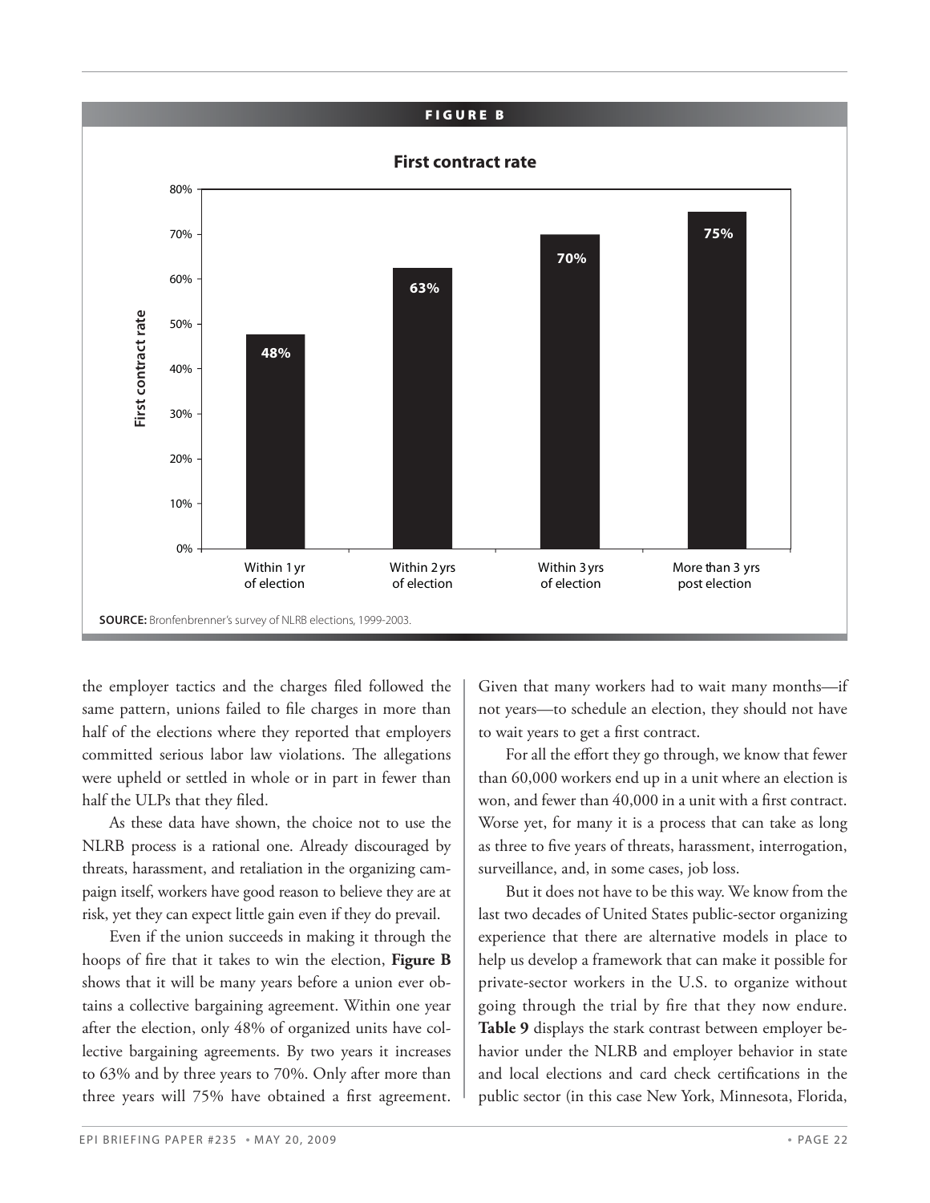**FIGURE B**

**First contract rate**

| | First contract rate |
|---|---|
| Within 1 yr of election | 48% |
| Within 2 yrs of election | 63% |
| Within 3 yrs of election | 70% |
| More than 3 yrs post election | 75% |

**SOURCE:** Bronfenbrenner's survey of NLRB elections, 1999-2003.

the employer tactics and the charges filed followed the same pattern, unions failed to file charges in more than half of the elections where they reported that employers committed serious labor law violations. The allegations were upheld or settled in whole or in part in fewer than half the ULPs that they filed.

As these data have shown, the choice not to use the NLRB process is a rational one. Already discouraged by threats, harassment, and retaliation in the organizing campaign itself, workers have good reason to believe they are at risk, yet they can expect little gain even if they do prevail.

Even if the union succeeds in making it through the hoops of fire that it takes to win the election, **Figure B** shows that it will be many years before a union ever obtains a collective bargaining agreement. Within one year after the election, only 48% of organized units have collective bargaining agreements. By two years it increases to 63% and by three years to 70%. Only after more than three years will 75% have obtained a first agreement. Given that many workers had to wait many months—if not years—to schedule an election, they should not have to wait years to get a first contract.

For all the effort they go through, we know that fewer than 60,000 workers end up in a unit where an election is won, and fewer than 40,000 in a unit with a first contract. Worse yet, for many it is a process that can take as long as three to five years of threats, harassment, interrogation, surveillance, and, in some cases, job loss.

But it does not have to be this way. We know from the last two decades of United States public-sector organizing experience that there are alternative models in place to help us develop a framework that can make it possible for private-sector workers in the U.S. to organize without going through the trial by fire that they now endure. **Table 9** displays the stark contrast between employer behavior under the NLRB and employer behavior in state and local elections and card check certifications in the public sector (in this case New York, Minnesota, Florida,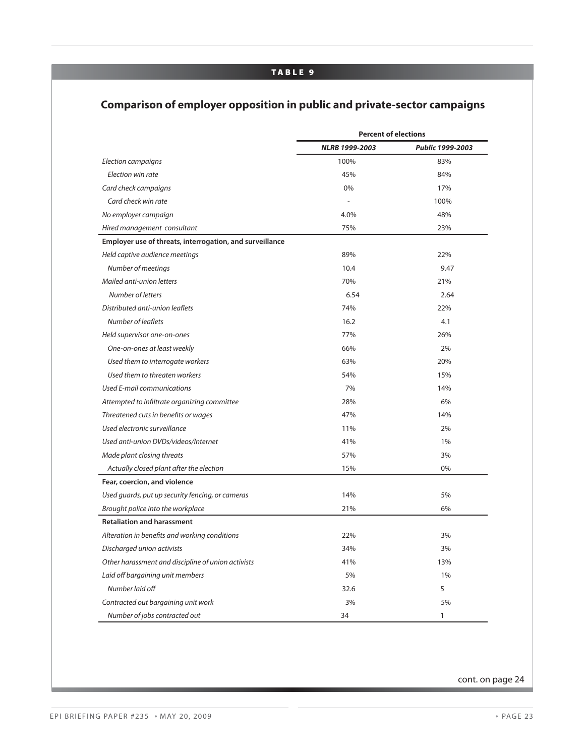**TABLE 9**

## Comparison of employer opposition in public and private-sector campaigns

| | Percent of elections | |
|---|---|---|
| | ***NLRB 1999-2003*** | ***Public 1999-2003*** |
| *Election campaigns* | 100% | 83% |
| *Election win rate* | 45% | 84% |
| *Card check campaigns* | 0% | 17% |
| *Card check win rate* | - | 100% |
| *No employer campaign* | 4.0% | 48% |
| *Hired management consultant* | 75% | 23% |
| **Employer use of threats, interrogation, and surveillance** | | |
| *Held captive audience meetings* | 89% | 22% |
| *Number of meetings* | 10.4 | 9.47 |
| *Mailed anti-union letters* | 70% | 21% |
| *Number of letters* | 6.54 | 2.64 |
| *Distributed anti-union leaflets* | 74% | 22% |
| *Number of leaflets* | 16.2 | 4.1 |
| *Held supervisor one-on-ones* | 77% | 26% |
| *One-on-ones at least weekly* | 66% | 2% |
| *Used them to interrogate workers* | 63% | 20% |
| *Used them to threaten workers* | 54% | 15% |
| *Used E-mail communications* | 7% | 14% |
| *Attempted to infiltrate organizing committee* | 28% | 6% |
| *Threatened cuts in benefits or wages* | 47% | 14% |
| *Used electronic surveillance* | 11% | 2% |
| *Used anti-union DVDs/videos/Internet* | 41% | 1% |
| *Made plant closing threats* | 57% | 3% |
| *Actually closed plant after the election* | 15% | 0% |
| **Fear, coercion, and violence** | | |
| *Used guards, put up security fencing, or cameras* | 14% | 5% |
| *Brought police into the workplace* | 21% | 6% |
| **Retaliation and harassment** | | |
| *Alteration in benefits and working conditions* | 22% | 3% |
| *Discharged union activists* | 34% | 3% |
| *Other harassment and discipline of union activists* | 41% | 13% |
| *Laid off bargaining unit members* | 5% | 1% |
| *Number laid off* | 32.6 | 5 |
| *Contracted out bargaining unit work* | 3% | 5% |
| *Number of jobs contracted out* | 34 | 1 |

cont. on page 24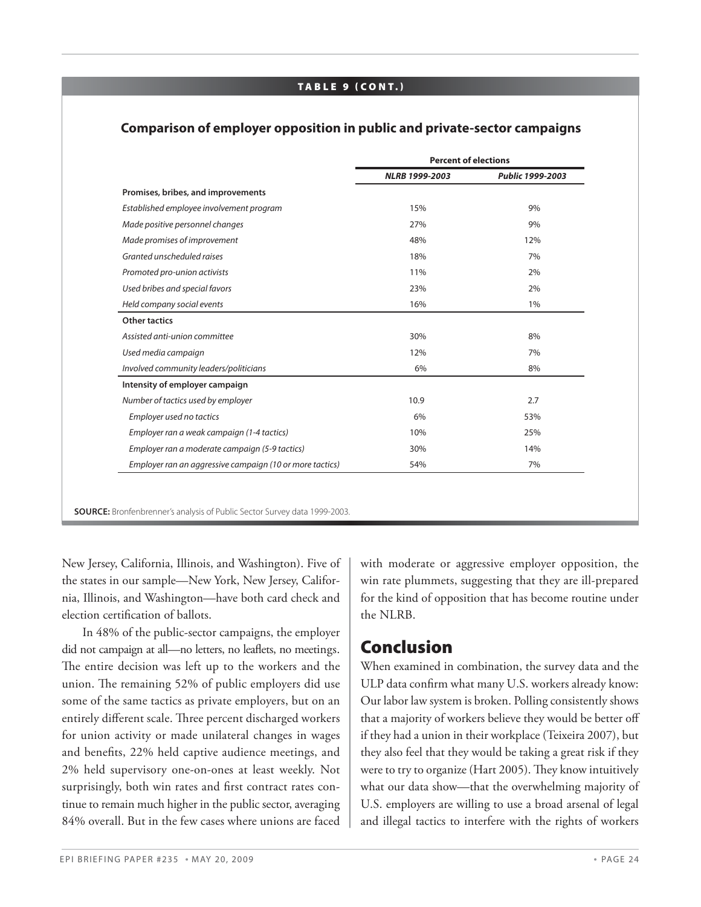**TABLE 9 (CONT.)**

**Comparison of employer opposition in public and private-sector campaigns**

| | Percent of elections | |
|---|---|---|
| | *NLRB 1999-2003* | *Public 1999-2003* |
| **Promises, bribes, and improvements** | | |
| *Established employee involvement program* | 15% | 9% |
| *Made positive personnel changes* | 27% | 9% |
| *Made promises of improvement* | 48% | 12% |
| *Granted unscheduled raises* | 18% | 7% |
| *Promoted pro-union activists* | 11% | 2% |
| *Used bribes and special favors* | 23% | 2% |
| *Held company social events* | 16% | 1% |
| **Other tactics** | | |
| *Assisted anti-union committee* | 30% | 8% |
| *Used media campaign* | 12% | 7% |
| *Involved community leaders/politicians* | 6% | 8% |
| **Intensity of employer campaign** | | |
| *Number of tactics used by employer* | 10.9 | 2.7 |
| *Employer used no tactics* | 6% | 53% |
| *Employer ran a weak campaign (1-4 tactics)* | 10% | 25% |
| *Employer ran a moderate campaign (5-9 tactics)* | 30% | 14% |
| *Employer ran an aggressive campaign (10 or more tactics)* | 54% | 7% |

**SOURCE:** Bronfenbrenner's analysis of Public Sector Survey data 1999-2003.

New Jersey, California, Illinois, and Washington). Five of the states in our sample—New York, New Jersey, California, Illinois, and Washington—have both card check and election certification of ballots.

In 48% of the public-sector campaigns, the employer did not campaign at all—no letters, no leaflets, no meetings. The entire decision was left up to the workers and the union. The remaining 52% of public employers did use some of the same tactics as private employers, but on an entirely different scale. Three percent discharged workers for union activity or made unilateral changes in wages and benefits, 22% held captive audience meetings, and 2% held supervisory one-on-ones at least weekly. Not surprisingly, both win rates and first contract rates continue to remain much higher in the public sector, averaging 84% overall. But in the few cases where unions are faced with moderate or aggressive employer opposition, the win rate plummets, suggesting that they are ill-prepared for the kind of opposition that has become routine under the NLRB.

## Conclusion

When examined in combination, the survey data and the ULP data confirm what many U.S. workers already know: Our labor law system is broken. Polling consistently shows that a majority of workers believe they would be better off if they had a union in their workplace (Teixeira 2007), but they also feel that they would be taking a great risk if they were to try to organize (Hart 2005). They know intuitively what our data show—that the overwhelming majority of U.S. employers are willing to use a broad arsenal of legal and illegal tactics to interfere with the rights of workers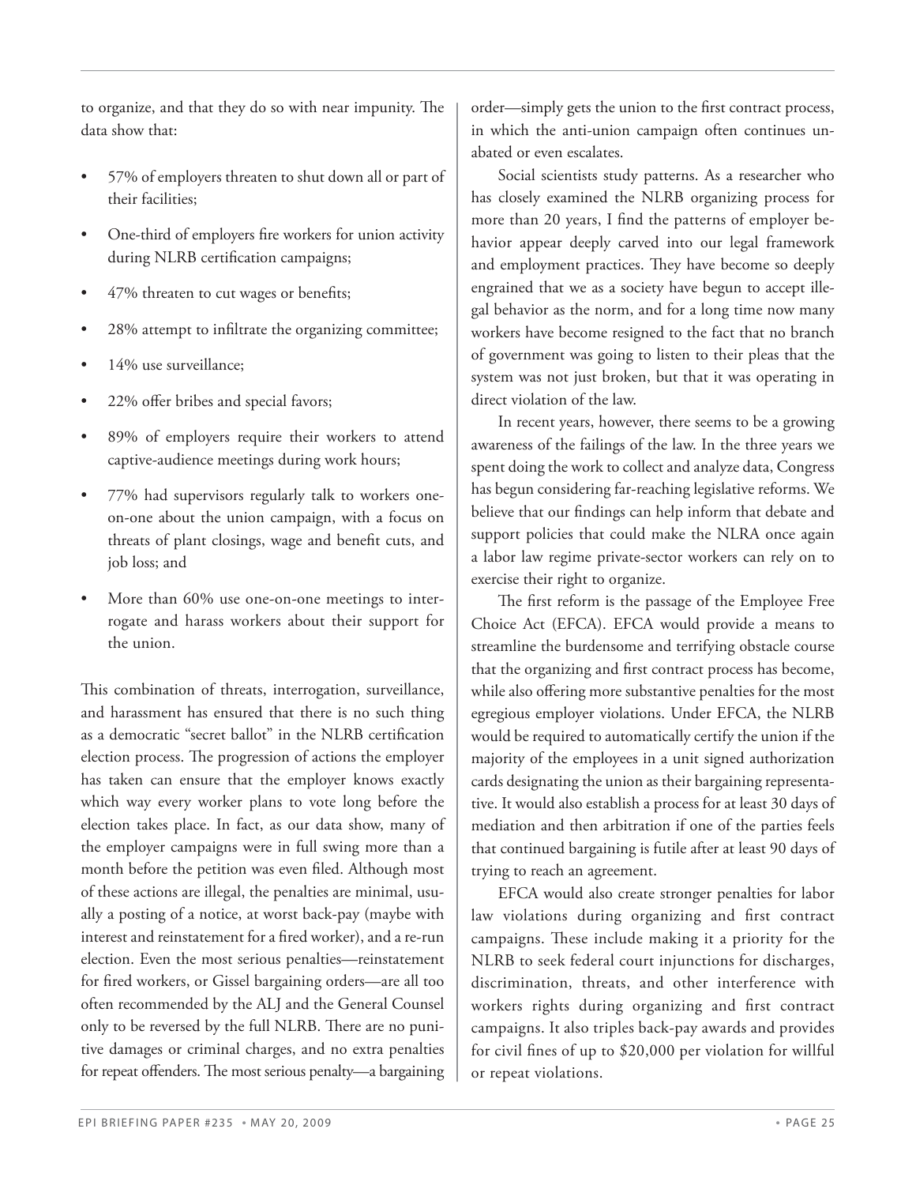to organize, and that they do so with near impunity. The data show that:

- 57% of employers threaten to shut down all or part of their facilities;
- One-third of employers fire workers for union activity during NLRB certification campaigns;
- 47% threaten to cut wages or benefits;
- 28% attempt to infiltrate the organizing committee;
- 14% use surveillance;
- 22% offer bribes and special favors;
- 89% of employers require their workers to attend captive-audience meetings during work hours;
- 77% had supervisors regularly talk to workers one-on-one about the union campaign, with a focus on threats of plant closings, wage and benefit cuts, and job loss; and
- More than 60% use one-on-one meetings to interrogate and harass workers about their support for the union.

This combination of threats, interrogation, surveillance, and harassment has ensured that there is no such thing as a democratic "secret ballot" in the NLRB certification election process. The progression of actions the employer has taken can ensure that the employer knows exactly which way every worker plans to vote long before the election takes place. In fact, as our data show, many of the employer campaigns were in full swing more than a month before the petition was even filed. Although most of these actions are illegal, the penalties are minimal, usually a posting of a notice, at worst back-pay (maybe with interest and reinstatement for a fired worker), and a re-run election. Even the most serious penalties—reinstatement for fired workers, or Gissel bargaining orders—are all too often recommended by the ALJ and the General Counsel only to be reversed by the full NLRB. There are no punitive damages or criminal charges, and no extra penalties for repeat offenders. The most serious penalty—a bargaining order—simply gets the union to the first contract process, in which the anti-union campaign often continues unabated or even escalates.

Social scientists study patterns. As a researcher who has closely examined the NLRB organizing process for more than 20 years, I find the patterns of employer behavior appear deeply carved into our legal framework and employment practices. They have become so deeply engrained that we as a society have begun to accept illegal behavior as the norm, and for a long time now many workers have become resigned to the fact that no branch of government was going to listen to their pleas that the system was not just broken, but that it was operating in direct violation of the law.

In recent years, however, there seems to be a growing awareness of the failings of the law. In the three years we spent doing the work to collect and analyze data, Congress has begun considering far-reaching legislative reforms. We believe that our findings can help inform that debate and support policies that could make the NLRA once again a labor law regime private-sector workers can rely on to exercise their right to organize.

The first reform is the passage of the Employee Free Choice Act (EFCA). EFCA would provide a means to streamline the burdensome and terrifying obstacle course that the organizing and first contract process has become, while also offering more substantive penalties for the most egregious employer violations. Under EFCA, the NLRB would be required to automatically certify the union if the majority of the employees in a unit signed authorization cards designating the union as their bargaining representative. It would also establish a process for at least 30 days of mediation and then arbitration if one of the parties feels that continued bargaining is futile after at least 90 days of trying to reach an agreement.

EFCA would also create stronger penalties for labor law violations during organizing and first contract campaigns. These include making it a priority for the NLRB to seek federal court injunctions for discharges, discrimination, threats, and other interference with workers rights during organizing and first contract campaigns. It also triples back-pay awards and provides for civil fines of up to $20,000 per violation for willful or repeat violations.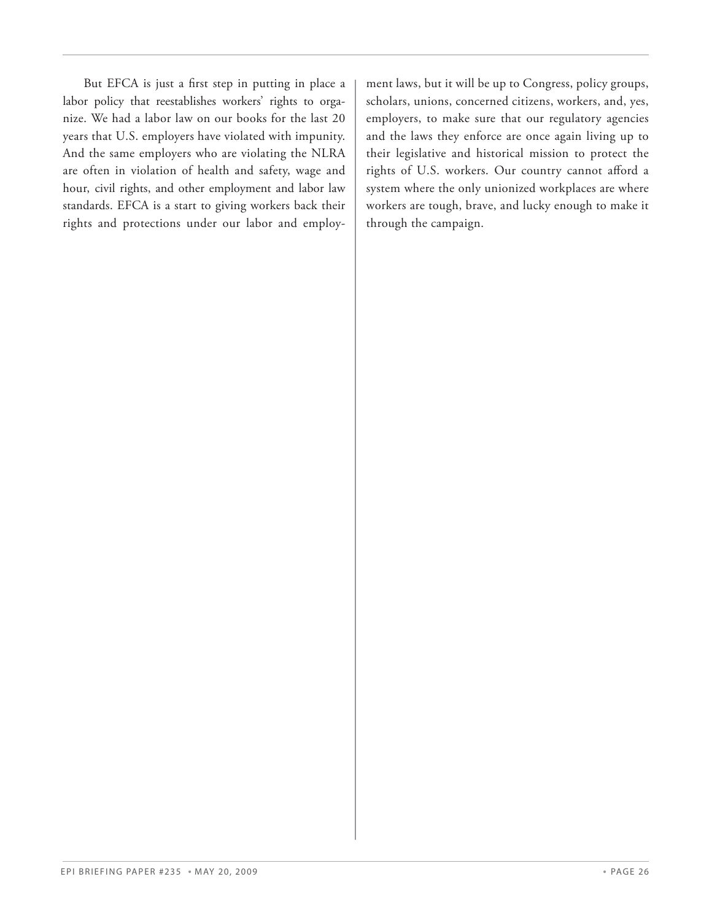But EFCA is just a first step in putting in place a labor policy that reestablishes workers' rights to organize. We had a labor law on our books for the last 20 years that U.S. employers have violated with impunity. And the same employers who are violating the NLRA are often in violation of health and safety, wage and hour, civil rights, and other employment and labor law standards. EFCA is a start to giving workers back their rights and protections under our labor and employment laws, but it will be up to Congress, policy groups, scholars, unions, concerned citizens, workers, and, yes, employers, to make sure that our regulatory agencies and the laws they enforce are once again living up to their legislative and historical mission to protect the rights of U.S. workers. Our country cannot afford a system where the only unionized workplaces are where workers are tough, brave, and lucky enough to make it through the campaign.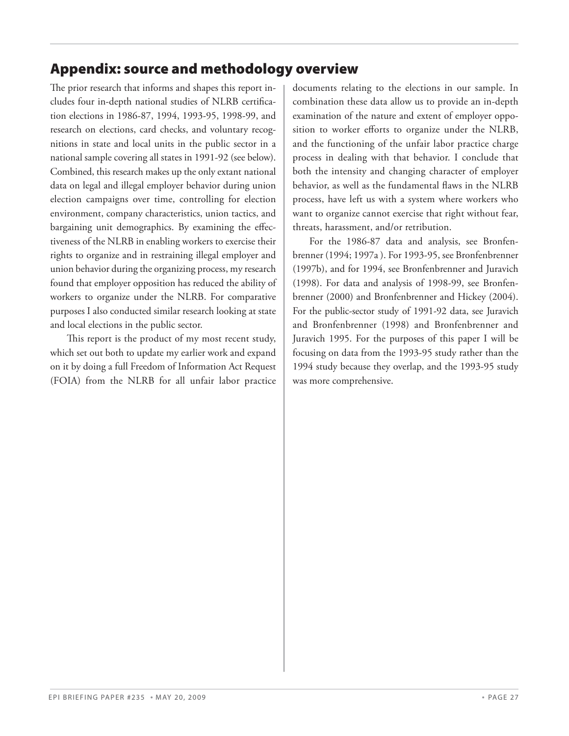## Appendix: source and methodology overview

The prior research that informs and shapes this report includes four in-depth national studies of NLRB certification elections in 1986-87, 1994, 1993-95, 1998-99, and research on elections, card checks, and voluntary recognitions in state and local units in the public sector in a national sample covering all states in 1991-92 (see below). Combined, this research makes up the only extant national data on legal and illegal employer behavior during union election campaigns over time, controlling for election environment, company characteristics, union tactics, and bargaining unit demographics. By examining the effectiveness of the NLRB in enabling workers to exercise their rights to organize and in restraining illegal employer and union behavior during the organizing process, my research found that employer opposition has reduced the ability of workers to organize under the NLRB. For comparative purposes I also conducted similar research looking at state and local elections in the public sector.

This report is the product of my most recent study, which set out both to update my earlier work and expand on it by doing a full Freedom of Information Act Request (FOIA) from the NLRB for all unfair labor practice documents relating to the elections in our sample. In combination these data allow us to provide an in-depth examination of the nature and extent of employer opposition to worker efforts to organize under the NLRB, and the functioning of the unfair labor practice charge process in dealing with that behavior. I conclude that both the intensity and changing character of employer behavior, as well as the fundamental flaws in the NLRB process, have left us with a system where workers who want to organize cannot exercise that right without fear, threats, harassment, and/or retribution.

For the 1986-87 data and analysis, see Bronfenbrenner (1994; 1997a ). For 1993-95, see Bronfenbrenner (1997b), and for 1994, see Bronfenbrenner and Juravich (1998). For data and analysis of 1998-99, see Bronfenbrenner (2000) and Bronfenbrenner and Hickey (2004). For the public-sector study of 1991-92 data, see Juravich and Bronfenbrenner (1998) and Bronfenbrenner and Juravich 1995. For the purposes of this paper I will be focusing on data from the 1993-95 study rather than the 1994 study because they overlap, and the 1993-95 study was more comprehensive.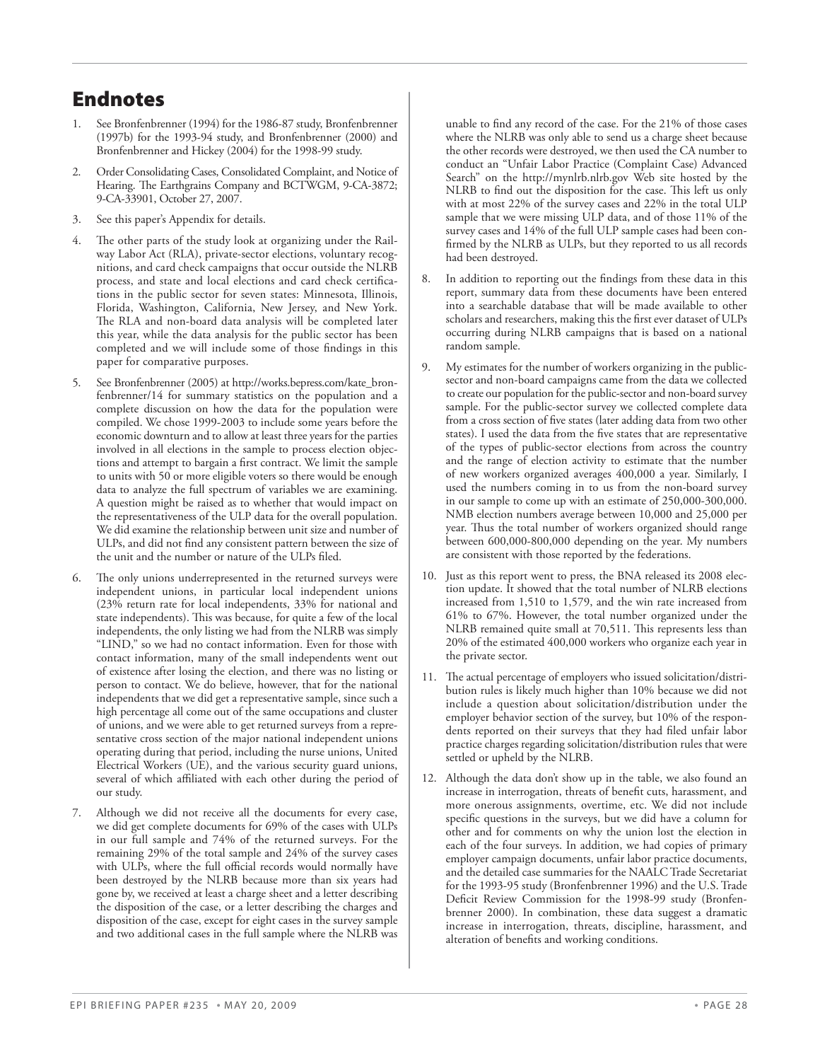# Endnotes

1. See Bronfenbrenner (1994) for the 1986-87 study, Bronfenbrenner (1997b) for the 1993-94 study, and Bronfenbrenner (2000) and Bronfenbrenner and Hickey (2004) for the 1998-99 study.

2. Order Consolidating Cases, Consolidated Complaint, and Notice of Hearing. The Earthgrains Company and BCTWGM, 9-CA-3872; 9-CA-33901, October 27, 2007.

3. See this paper's Appendix for details.

4. The other parts of the study look at organizing under the Railway Labor Act (RLA), private-sector elections, voluntary recognitions, and card check campaigns that occur outside the NLRB process, and state and local elections and card check certifications in the public sector for seven states: Minnesota, Illinois, Florida, Washington, California, New Jersey, and New York. The RLA and non-board data analysis will be completed later this year, while the data analysis for the public sector has been completed and we will include some of those findings in this paper for comparative purposes.

5. See Bronfenbrenner (2005) at http://works.bepress.com/kate_bronfenbrenner/14 for summary statistics on the population and a complete discussion on how the data for the population were compiled. We chose 1999-2003 to include some years before the economic downturn and to allow at least three years for the parties involved in all elections in the sample to process election objections and attempt to bargain a first contract. We limit the sample to units with 50 or more eligible voters so there would be enough data to analyze the full spectrum of variables we are examining. A question might be raised as to whether that would impact on the representativeness of the ULP data for the overall population. We did examine the relationship between unit size and number of ULPs, and did not find any consistent pattern between the size of the unit and the number or nature of the ULPs filed.

6. The only unions underrepresented in the returned surveys were independent unions, in particular local independent unions (23% return rate for local independents, 33% for national and state independents). This was because, for quite a few of the local independents, the only listing we had from the NLRB was simply "LIND," so we had no contact information. Even for those with contact information, many of the small independents went out of existence after losing the election, and there was no listing or person to contact. We do believe, however, that for the national independents that we did get a representative sample, since such a high percentage all come out of the same occupations and cluster of unions, and we were able to get returned surveys from a representative cross section of the major national independent unions operating during that period, including the nurse unions, United Electrical Workers (UE), and the various security guard unions, several of which affiliated with each other during the period of our study.

7. Although we did not receive all the documents for every case, we did get complete documents for 69% of the cases with ULPs in our full sample and 74% of the returned surveys. For the remaining 29% of the total sample and 24% of the survey cases with ULPs, where the full official records would normally have been destroyed by the NLRB because more than six years had gone by, we received at least a charge sheet and a letter describing the disposition of the case, or a letter describing the charges and disposition of the case, except for eight cases in the survey sample and two additional cases in the full sample where the NLRB was unable to find any record of the case. For the 21% of those cases where the NLRB was only able to send us a charge sheet because the other records were destroyed, we then used the CA number to conduct an "Unfair Labor Practice (Complaint Case) Advanced Search" on the http://mynlrb.nlrb.gov Web site hosted by the NLRB to find out the disposition for the case. This left us only with at most 22% of the survey cases and 22% in the total ULP sample that we were missing ULP data, and of those 11% of the survey cases and 14% of the full ULP sample cases had been confirmed by the NLRB as ULPs, but they reported to us all records had been destroyed.

8. In addition to reporting out the findings from these data in this report, summary data from these documents have been entered into a searchable database that will be made available to other scholars and researchers, making this the first ever dataset of ULPs occurring during NLRB campaigns that is based on a national random sample.

9. My estimates for the number of workers organizing in the public-sector and non-board campaigns came from the data we collected to create our population for the public-sector and non-board survey sample. For the public-sector survey we collected complete data from a cross section of five states (later adding data from two other states). I used the data from the five states that are representative of the types of public-sector elections from across the country and the range of election activity to estimate that the number of new workers organized averages 400,000 a year. Similarly, I used the numbers coming in to us from the non-board survey in our sample to come up with an estimate of 250,000-300,000. NMB election numbers average between 10,000 and 25,000 per year. Thus the total number of workers organized should range between 600,000-800,000 depending on the year. My numbers are consistent with those reported by the federations.

10. Just as this report went to press, the BNA released its 2008 election update. It showed that the total number of NLRB elections increased from 1,510 to 1,579, and the win rate increased from 61% to 67%. However, the total number organized under the NLRB remained quite small at 70,511. This represents less than 20% of the estimated 400,000 workers who organize each year in the private sector.

11. The actual percentage of employers who issued solicitation/distribution rules is likely much higher than 10% because we did not include a question about solicitation/distribution under the employer behavior section of the survey, but 10% of the respondents reported on their surveys that they had filed unfair labor practice charges regarding solicitation/distribution rules that were settled or upheld by the NLRB.

12. Although the data don't show up in the table, we also found an increase in interrogation, threats of benefit cuts, harassment, and more onerous assignments, overtime, etc. We did not include specific questions in the surveys, but we did have a column for other and for comments on why the union lost the election in each of the four surveys. In addition, we had copies of primary employer campaign documents, unfair labor practice documents, and the detailed case summaries for the NAALC Trade Secretariat for the 1993-95 study (Bronfenbrenner 1996) and the U.S. Trade Deficit Review Commission for the 1998-99 study (Bronfenbrenner 2000). In combination, these data suggest a dramatic increase in interrogation, threats, discipline, harassment, and alteration of benefits and working conditions.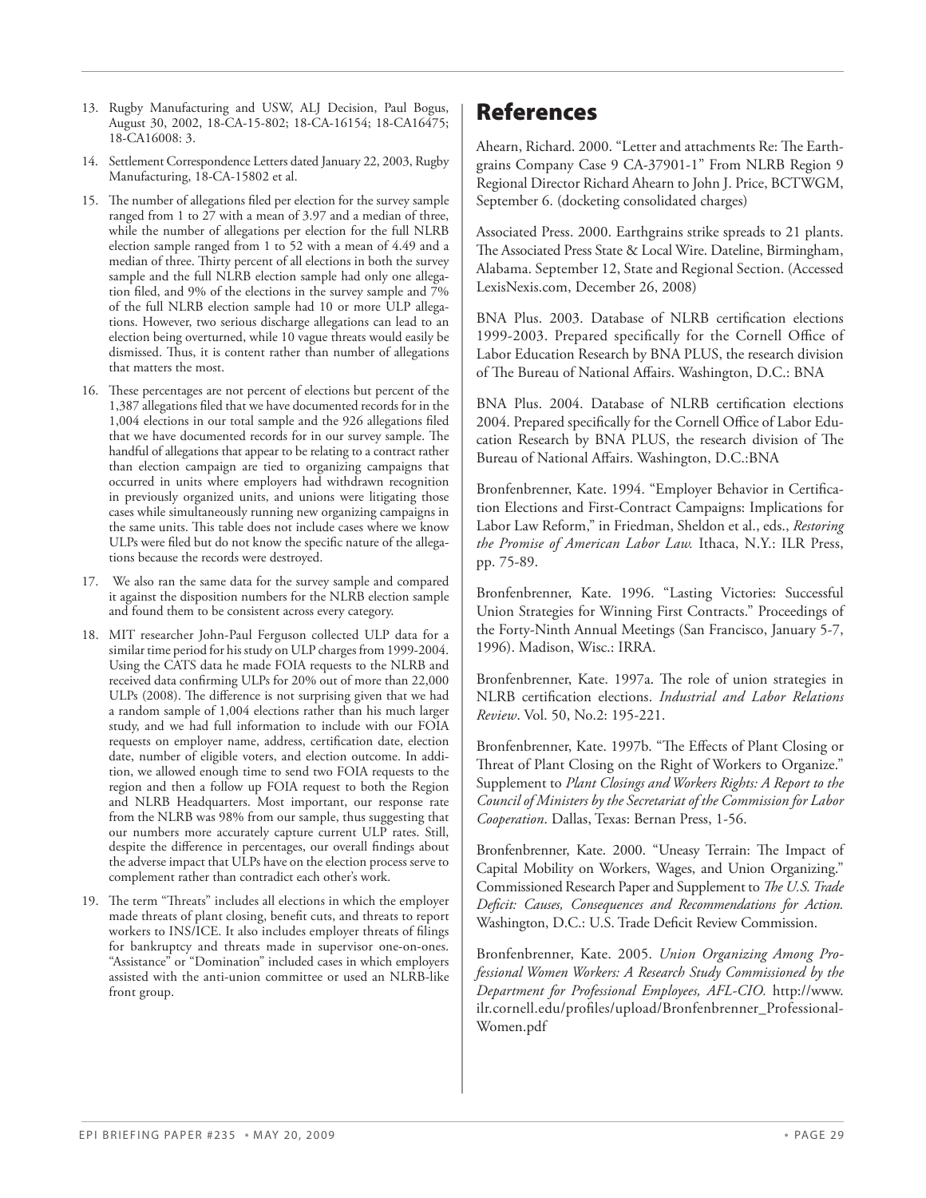13. Rugby Manufacturing and USW, ALJ Decision, Paul Bogus, August 30, 2002, 18-CA-15-802; 18-CA-16154; 18-CA16475; 18-CA16008: 3.

14. Settlement Correspondence Letters dated January 22, 2003, Rugby Manufacturing, 18-CA-15802 et al.

15. The number of allegations filed per election for the survey sample ranged from 1 to 27 with a mean of 3.97 and a median of three, while the number of allegations per election for the full NLRB election sample ranged from 1 to 52 with a mean of 4.49 and a median of three. Thirty percent of all elections in both the survey sample and the full NLRB election sample had only one allegation filed, and 9% of the elections in the survey sample and 7% of the full NLRB election sample had 10 or more ULP allegations. However, two serious discharge allegations can lead to an election being overturned, while 10 vague threats would easily be dismissed. Thus, it is content rather than number of allegations that matters the most.

16. These percentages are not percent of elections but percent of the 1,387 allegations filed that we have documented records for in the 1,004 elections in our total sample and the 926 allegations filed that we have documented records for in our survey sample. The handful of allegations that appear to be relating to a contract rather than election campaign are tied to organizing campaigns that occurred in units where employers had withdrawn recognition in previously organized units, and unions were litigating those cases while simultaneously running new organizing campaigns in the same units. This table does not include cases where we know ULPs were filed but do not know the specific nature of the allegations because the records were destroyed.

17. We also ran the same data for the survey sample and compared it against the disposition numbers for the NLRB election sample and found them to be consistent across every category.

18. MIT researcher John-Paul Ferguson collected ULP data for a similar time period for his study on ULP charges from 1999-2004. Using the CATS data he made FOIA requests to the NLRB and received data confirming ULPs for 20% out of more than 22,000 ULPs (2008). The difference is not surprising given that we had a random sample of 1,004 elections rather than his much larger study, and we had full information to include with our FOIA requests on employer name, address, certification date, election date, number of eligible voters, and election outcome. In addition, we allowed enough time to send two FOIA requests to the region and then a follow up FOIA request to both the Region and NLRB Headquarters. Most important, our response rate from the NLRB was 98% from our sample, thus suggesting that our numbers more accurately capture current ULP rates. Still, despite the difference in percentages, our overall findings about the adverse impact that ULPs have on the election process serve to complement rather than contradict each other's work.

19. The term "Threats" includes all elections in which the employer made threats of plant closing, benefit cuts, and threats to report workers to INS/ICE. It also includes employer threats of filings for bankruptcy and threats made in supervisor one-on-ones. "Assistance" or "Domination" included cases in which employers assisted with the anti-union committee or used an NLRB-like front group.

# References

Ahearn, Richard. 2000. "Letter and attachments Re: The Earthgrains Company Case 9 CA-37901-1" From NLRB Region 9 Regional Director Richard Ahearn to John J. Price, BCTWGM, September 6. (docketing consolidated charges)

Associated Press. 2000. Earthgrains strike spreads to 21 plants. The Associated Press State & Local Wire. Dateline, Birmingham, Alabama. September 12, State and Regional Section. (Accessed LexisNexis.com, December 26, 2008)

BNA Plus. 2003. Database of NLRB certification elections 1999-2003. Prepared specifically for the Cornell Office of Labor Education Research by BNA PLUS, the research division of The Bureau of National Affairs. Washington, D.C.: BNA

BNA Plus. 2004. Database of NLRB certification elections 2004. Prepared specifically for the Cornell Office of Labor Education Research by BNA PLUS, the research division of The Bureau of National Affairs. Washington, D.C.:BNA

Bronfenbrenner, Kate. 1994. "Employer Behavior in Certification Elections and First-Contract Campaigns: Implications for Labor Law Reform," in Friedman, Sheldon et al., eds., *Restoring the Promise of American Labor Law.* Ithaca, N.Y.: ILR Press, pp. 75-89.

Bronfenbrenner, Kate. 1996. "Lasting Victories: Successful Union Strategies for Winning First Contracts." Proceedings of the Forty-Ninth Annual Meetings (San Francisco, January 5-7, 1996). Madison, Wisc.: IRRA.

Bronfenbrenner, Kate. 1997a. The role of union strategies in NLRB certification elections. *Industrial and Labor Relations Review*. Vol. 50, No.2: 195-221.

Bronfenbrenner, Kate. 1997b. "The Effects of Plant Closing or Threat of Plant Closing on the Right of Workers to Organize." Supplement to *Plant Closings and Workers Rights: A Report to the Council of Ministers by the Secretariat of the Commission for Labor Cooperation*. Dallas, Texas: Bernan Press, 1-56.

Bronfenbrenner, Kate. 2000. "Uneasy Terrain: The Impact of Capital Mobility on Workers, Wages, and Union Organizing." Commissioned Research Paper and Supplement to *The U.S. Trade Deficit: Causes, Consequences and Recommendations for Action.* Washington, D.C.: U.S. Trade Deficit Review Commission.

Bronfenbrenner, Kate. 2005. *Union Organizing Among Professional Women Workers: A Research Study Commissioned by the Department for Professional Employees, AFL-CIO.* http://www.ilr.cornell.edu/profiles/upload/Bronfenbrenner_ProfessionalWomen.pdf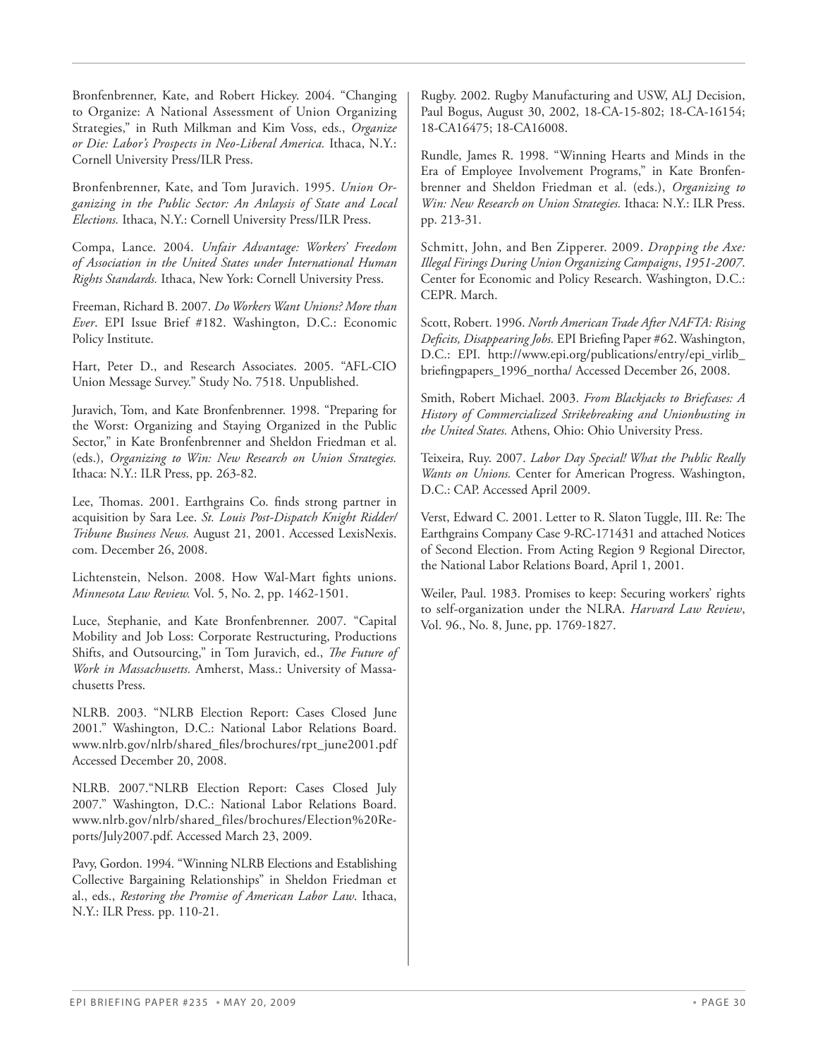Bronfenbrenner, Kate, and Robert Hickey. 2004. "Changing to Organize: A National Assessment of Union Organizing Strategies," in Ruth Milkman and Kim Voss, eds., *Organize or Die: Labor's Prospects in Neo-Liberal America.* Ithaca, N.Y.: Cornell University Press/ILR Press.

Bronfenbrenner, Kate, and Tom Juravich. 1995. *Union Organizing in the Public Sector: An Anlaysis of State and Local Elections.* Ithaca, N.Y.: Cornell University Press/ILR Press.

Compa, Lance. 2004. *Unfair Advantage: Workers' Freedom of Association in the United States under International Human Rights Standards.* Ithaca, New York: Cornell University Press.

Freeman, Richard B. 2007. *Do Workers Want Unions? More than Ever*. EPI Issue Brief #182. Washington, D.C.: Economic Policy Institute.

Hart, Peter D., and Research Associates. 2005. "AFL-CIO Union Message Survey." Study No. 7518. Unpublished.

Juravich, Tom, and Kate Bronfenbrenner. 1998. "Preparing for the Worst: Organizing and Staying Organized in the Public Sector," in Kate Bronfenbrenner and Sheldon Friedman et al. (eds.), *Organizing to Win: New Research on Union Strategies.* Ithaca: N.Y.: ILR Press, pp. 263-82.

Lee, Thomas. 2001. Earthgrains Co. finds strong partner in acquisition by Sara Lee. *St. Louis Post-Dispatch Knight Ridder/ Tribune Business News.* August 21, 2001. Accessed LexisNexis.com. December 26, 2008.

Lichtenstein, Nelson. 2008. How Wal-Mart fights unions. *Minnesota Law Review.* Vol. 5, No. 2, pp. 1462-1501.

Luce, Stephanie, and Kate Bronfenbrenner. 2007. "Capital Mobility and Job Loss: Corporate Restructuring, Productions Shifts, and Outsourcing," in Tom Juravich, ed., *The Future of Work in Massachusetts.* Amherst, Mass.: University of Massachusetts Press.

NLRB. 2003. "NLRB Election Report: Cases Closed June 2001." Washington, D.C.: National Labor Relations Board. www.nlrb.gov/nlrb/shared_files/brochures/rpt_june2001.pdf Accessed December 20, 2008.

NLRB. 2007."NLRB Election Report: Cases Closed July 2007." Washington, D.C.: National Labor Relations Board. www.nlrb.gov/nlrb/shared_files/brochures/Election%20Reports/July2007.pdf. Accessed March 23, 2009.

Pavy, Gordon. 1994. "Winning NLRB Elections and Establishing Collective Bargaining Relationships" in Sheldon Friedman et al., eds., *Restoring the Promise of American Labor Law*. Ithaca, N.Y.: ILR Press. pp. 110-21.

Rugby. 2002. Rugby Manufacturing and USW, ALJ Decision, Paul Bogus, August 30, 2002, 18-CA-15-802; 18-CA-16154; 18-CA16475; 18-CA16008.

Rundle, James R. 1998. "Winning Hearts and Minds in the Era of Employee Involvement Programs," in Kate Bronfenbrenner and Sheldon Friedman et al. (eds.), *Organizing to Win: New Research on Union Strategies.* Ithaca: N.Y.: ILR Press. pp. 213-31.

Schmitt, John, and Ben Zipperer. 2009. *Dropping the Axe: Illegal Firings During Union Organizing Campaigns, 1951-2007*. Center for Economic and Policy Research. Washington, D.C.: CEPR. March.

Scott, Robert. 1996. *North American Trade After NAFTA: Rising Deficits, Disappearing Jobs.* EPI Briefing Paper #62. Washington, D.C.: EPI. http://www.epi.org/publications/entry/epi_virlib_briefingpapers_1996_northa/ Accessed December 26, 2008.

Smith, Robert Michael. 2003. *From Blackjacks to Briefcases: A History of Commercialized Strikebreaking and Unionbusting in the United States.* Athens, Ohio: Ohio University Press.

Teixeira, Ruy. 2007. *Labor Day Special! What the Public Really Wants on Unions.* Center for American Progress. Washington, D.C.: CAP. Accessed April 2009.

Verst, Edward C. 2001. Letter to R. Slaton Tuggle, III. Re: The Earthgrains Company Case 9-RC-171431 and attached Notices of Second Election. From Acting Region 9 Regional Director, the National Labor Relations Board, April 1, 2001.

Weiler, Paul. 1983. Promises to keep: Securing workers' rights to self-organization under the NLRA. *Harvard Law Review*, Vol. 96., No. 8, June, pp. 1769-1827.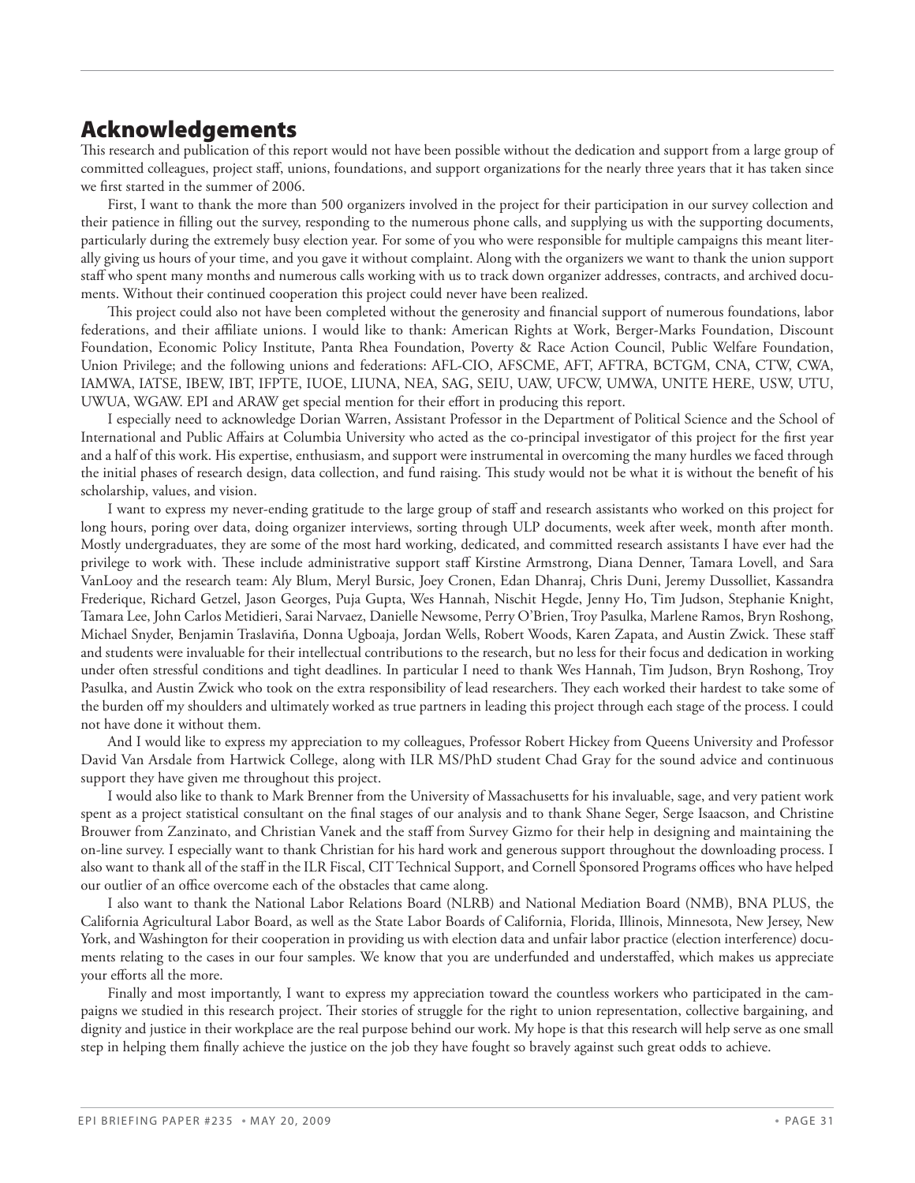## Acknowledgements

This research and publication of this report would not have been possible without the dedication and support from a large group of committed colleagues, project staff, unions, foundations, and support organizations for the nearly three years that it has taken since we first started in the summer of 2006.

First, I want to thank the more than 500 organizers involved in the project for their participation in our survey collection and their patience in filling out the survey, responding to the numerous phone calls, and supplying us with the supporting documents, particularly during the extremely busy election year. For some of you who were responsible for multiple campaigns this meant literally giving us hours of your time, and you gave it without complaint. Along with the organizers we want to thank the union support staff who spent many months and numerous calls working with us to track down organizer addresses, contracts, and archived documents. Without their continued cooperation this project could never have been realized.

This project could also not have been completed without the generosity and financial support of numerous foundations, labor federations, and their affiliate unions. I would like to thank: American Rights at Work, Berger-Marks Foundation, Discount Foundation, Economic Policy Institute, Panta Rhea Foundation, Poverty & Race Action Council, Public Welfare Foundation, Union Privilege; and the following unions and federations: AFL-CIO, AFSCME, AFT, AFTRA, BCTGM, CNA, CTW, CWA, IAMWA, IATSE, IBEW, IBT, IFPTE, IUOE, LIUNA, NEA, SAG, SEIU, UAW, UFCW, UMWA, UNITE HERE, USW, UTU, UWUA, WGAW. EPI and ARAW get special mention for their effort in producing this report.

I especially need to acknowledge Dorian Warren, Assistant Professor in the Department of Political Science and the School of International and Public Affairs at Columbia University who acted as the co-principal investigator of this project for the first year and a half of this work. His expertise, enthusiasm, and support were instrumental in overcoming the many hurdles we faced through the initial phases of research design, data collection, and fund raising. This study would not be what it is without the benefit of his scholarship, values, and vision.

I want to express my never-ending gratitude to the large group of staff and research assistants who worked on this project for long hours, poring over data, doing organizer interviews, sorting through ULP documents, week after week, month after month. Mostly undergraduates, they are some of the most hard working, dedicated, and committed research assistants I have ever had the privilege to work with. These include administrative support staff Kirstine Armstrong, Diana Denner, Tamara Lovell, and Sara VanLooy and the research team: Aly Blum, Meryl Bursic, Joey Cronen, Edan Dhanraj, Chris Duni, Jeremy Dussolliet, Kassandra Frederique, Richard Getzel, Jason Georges, Puja Gupta, Wes Hannah, Nischit Hegde, Jenny Ho, Tim Judson, Stephanie Knight, Tamara Lee, John Carlos Metidieri, Sarai Narvaez, Danielle Newsome, Perry O'Brien, Troy Pasulka, Marlene Ramos, Bryn Roshong, Michael Snyder, Benjamin Traslaviña, Donna Ugboaja, Jordan Wells, Robert Woods, Karen Zapata, and Austin Zwick. These staff and students were invaluable for their intellectual contributions to the research, but no less for their focus and dedication in working under often stressful conditions and tight deadlines. In particular I need to thank Wes Hannah, Tim Judson, Bryn Roshong, Troy Pasulka, and Austin Zwick who took on the extra responsibility of lead researchers. They each worked their hardest to take some of the burden off my shoulders and ultimately worked as true partners in leading this project through each stage of the process. I could not have done it without them.

And I would like to express my appreciation to my colleagues, Professor Robert Hickey from Queens University and Professor David Van Arsdale from Hartwick College, along with ILR MS/PhD student Chad Gray for the sound advice and continuous support they have given me throughout this project.

I would also like to thank to Mark Brenner from the University of Massachusetts for his invaluable, sage, and very patient work spent as a project statistical consultant on the final stages of our analysis and to thank Shane Seger, Serge Isaacson, and Christine Brouwer from Zanzinato, and Christian Vanek and the staff from Survey Gizmo for their help in designing and maintaining the on-line survey. I especially want to thank Christian for his hard work and generous support throughout the downloading process. I also want to thank all of the staff in the ILR Fiscal, CIT Technical Support, and Cornell Sponsored Programs offices who have helped our outlier of an office overcome each of the obstacles that came along.

I also want to thank the National Labor Relations Board (NLRB) and National Mediation Board (NMB), BNA PLUS, the California Agricultural Labor Board, as well as the State Labor Boards of California, Florida, Illinois, Minnesota, New Jersey, New York, and Washington for their cooperation in providing us with election data and unfair labor practice (election interference) documents relating to the cases in our four samples. We know that you are underfunded and understaffed, which makes us appreciate your efforts all the more.

Finally and most importantly, I want to express my appreciation toward the countless workers who participated in the campaigns we studied in this research project. Their stories of struggle for the right to union representation, collective bargaining, and dignity and justice in their workplace are the real purpose behind our work. My hope is that this research will help serve as one small step in helping them finally achieve the justice on the job they have fought so bravely against such great odds to achieve.